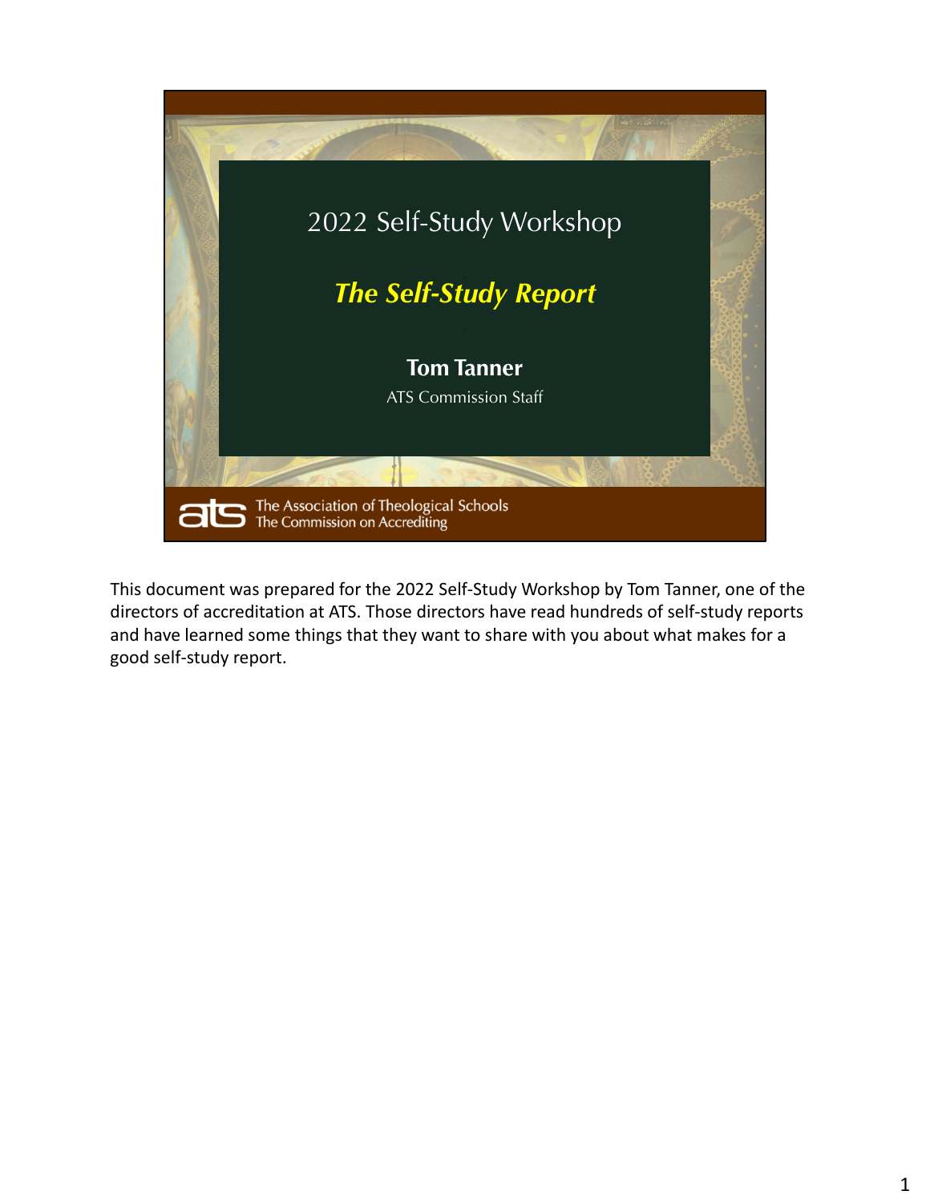# 2022 Self-Study Workshop

## *The Self-Study Report*

**Tom Tanner**

ATS Commission Staff

The Association of Theological Schools
The Commission on Accrediting

This document was prepared for the 2022 Self-Study Workshop by Tom Tanner, one of the directors of accreditation at ATS. Those directors have read hundreds of self-study reports and have learned some things that they want to share with you about what makes for a good self-study report.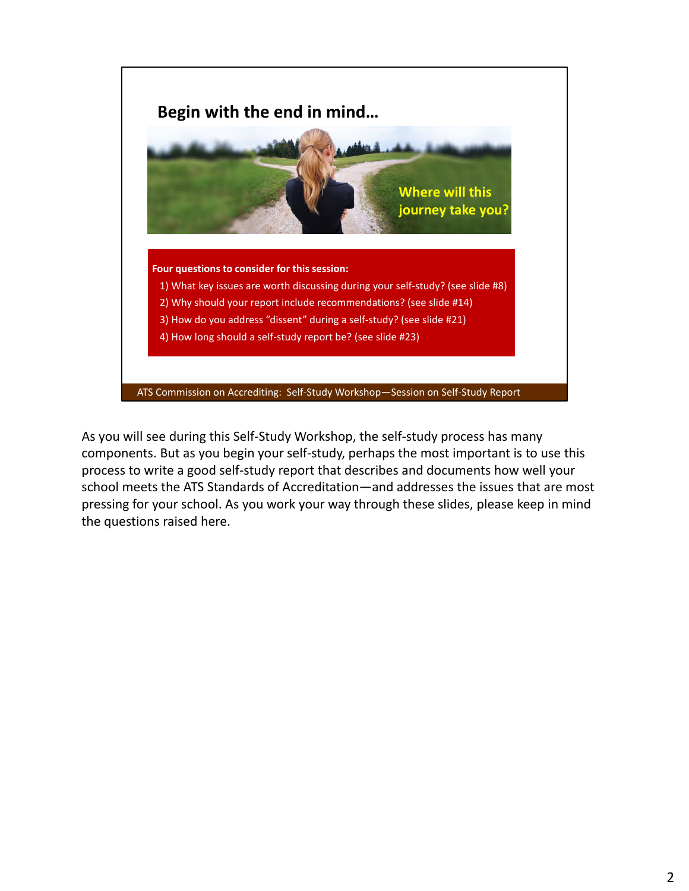## Begin with the end in mind…

Where will this journey take you?

**Four questions to consider for this session:**

1) What key issues are worth discussing during your self-study? (see slide #8)
2) Why should your report include recommendations? (see slide #14)
3) How do you address "dissent" during a self-study? (see slide #21)
4) How long should a self-study report be? (see slide #23)

ATS Commission on Accrediting: Self-Study Workshop—Session on Self-Study Report

As you will see during this Self-Study Workshop, the self-study process has many components. But as you begin your self-study, perhaps the most important is to use this process to write a good self-study report that describes and documents how well your school meets the ATS Standards of Accreditation—and addresses the issues that are most pressing for your school. As you work your way through these slides, please keep in mind the questions raised here.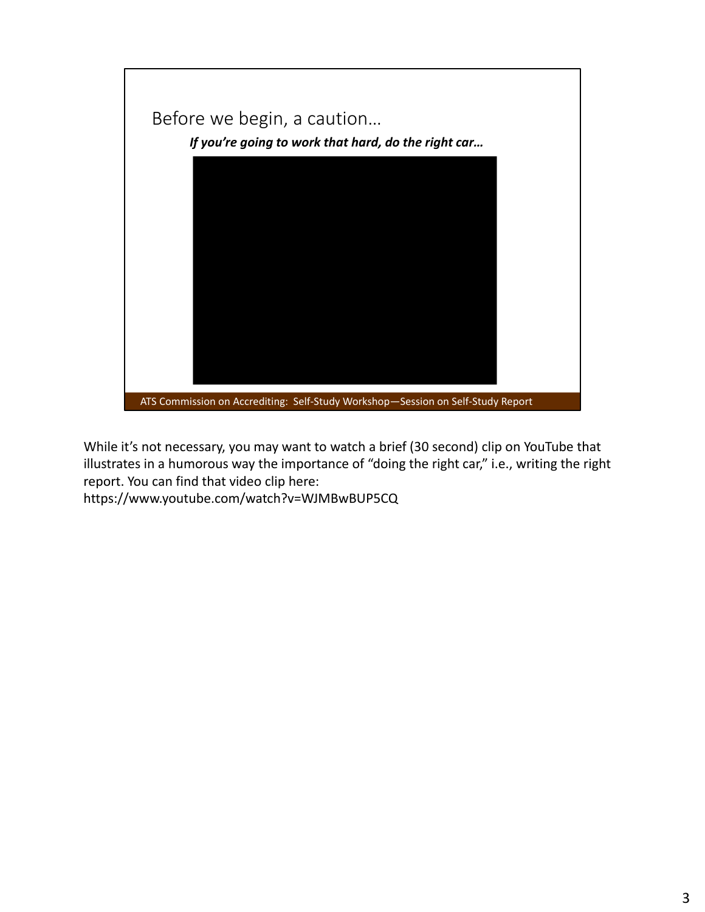## Before we begin, a caution…

***If you're going to work that hard, do the right car…***

ATS Commission on Accrediting: Self-Study Workshop—Session on Self-Study Report

While it's not necessary, you may want to watch a brief (30 second) clip on YouTube that illustrates in a humorous way the importance of "doing the right car," i.e., writing the right report. You can find that video clip here: https://www.youtube.com/watch?v=WJMBwBUP5CQ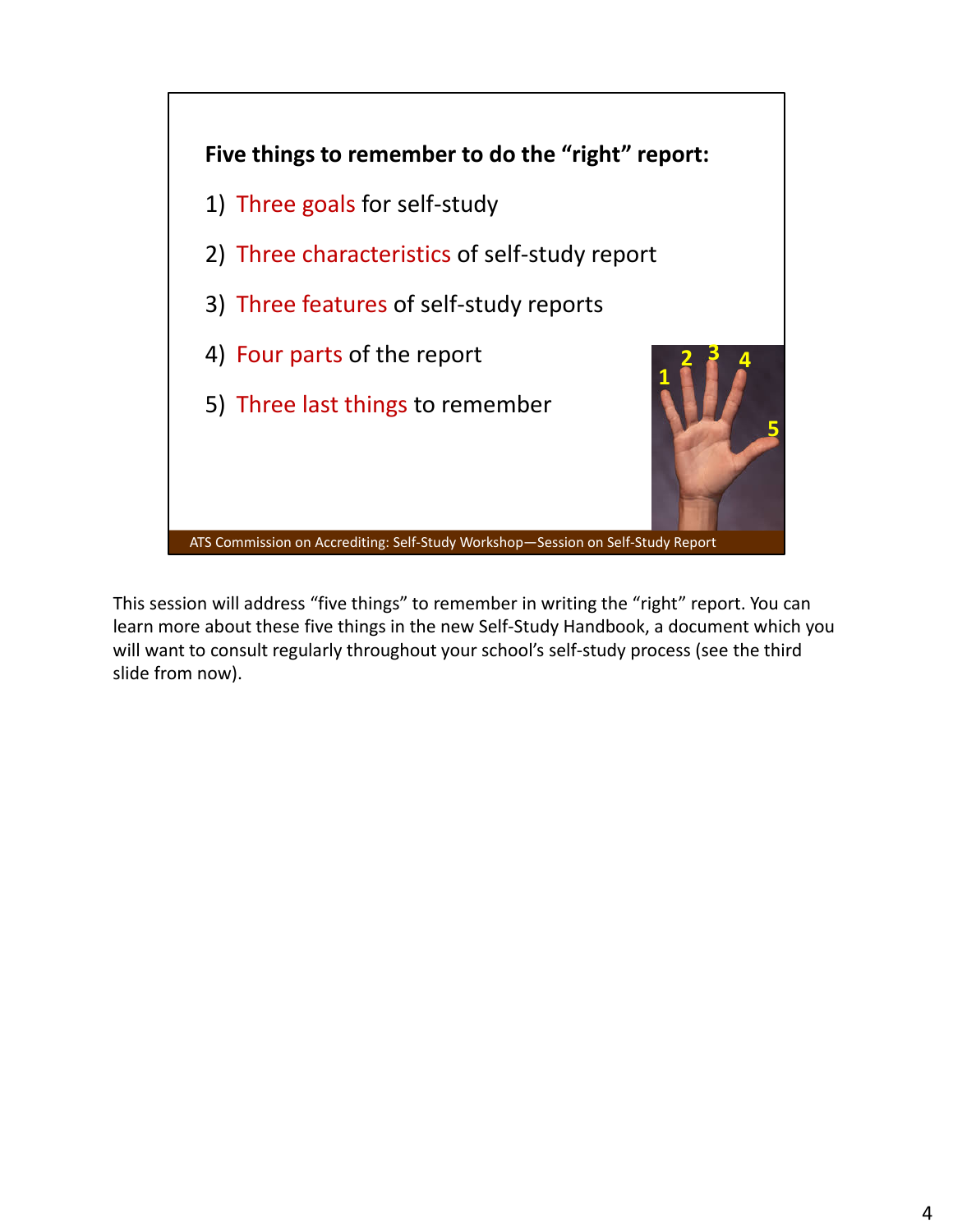**Five things to remember to do the "right" report:**

1) Three goals for self-study
2) Three characteristics of self-study report
3) Three features of self-study reports
4) Four parts of the report
5) Three last things to remember

ATS Commission on Accrediting: Self-Study Workshop—Session on Self-Study Report

This session will address "five things" to remember in writing the "right" report. You can learn more about these five things in the new Self-Study Handbook, a document which you will want to consult regularly throughout your school's self-study process (see the third slide from now).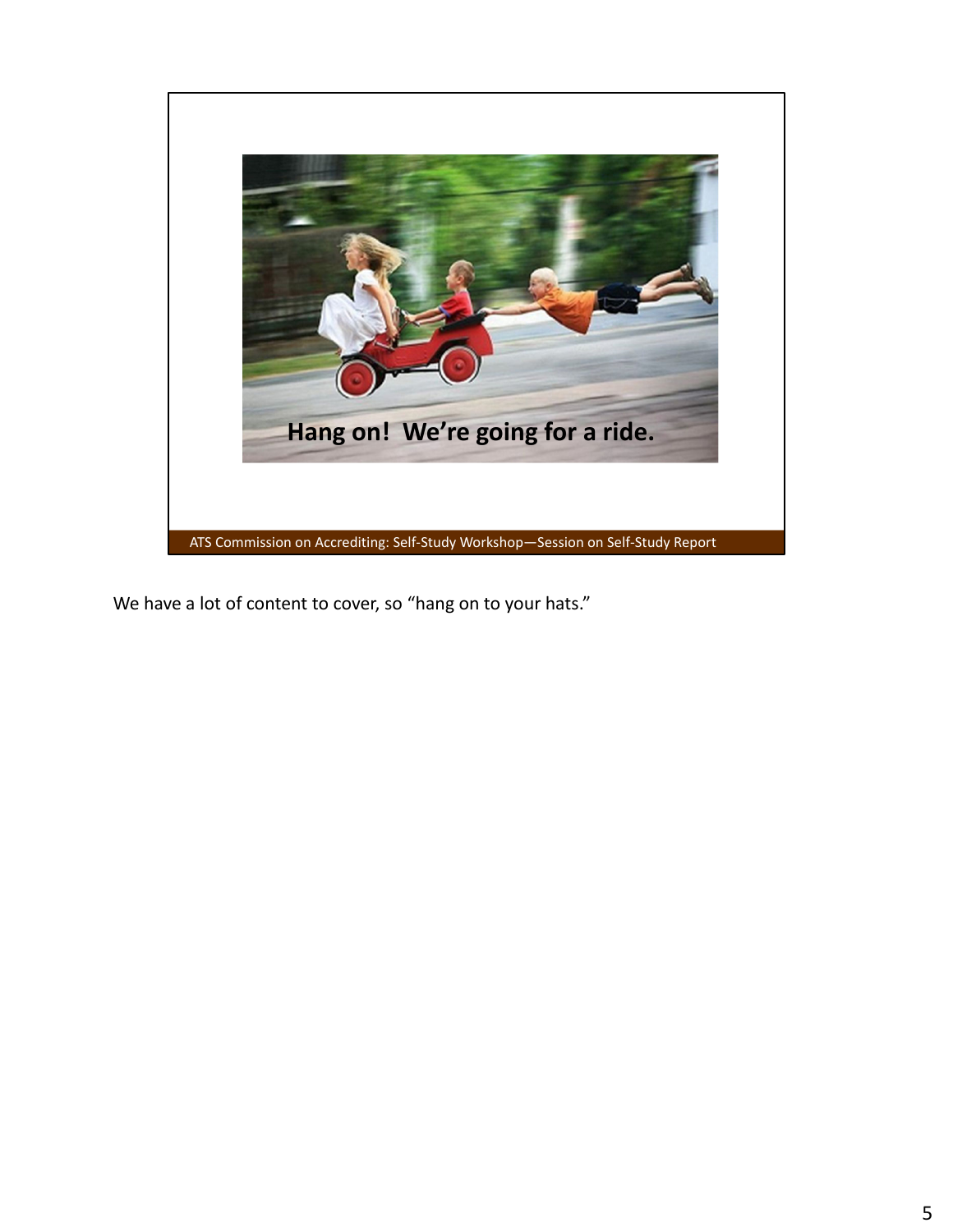Hang on! We're going for a ride.

ATS Commission on Accrediting: Self-Study Workshop—Session on Self-Study Report

We have a lot of content to cover, so "hang on to your hats."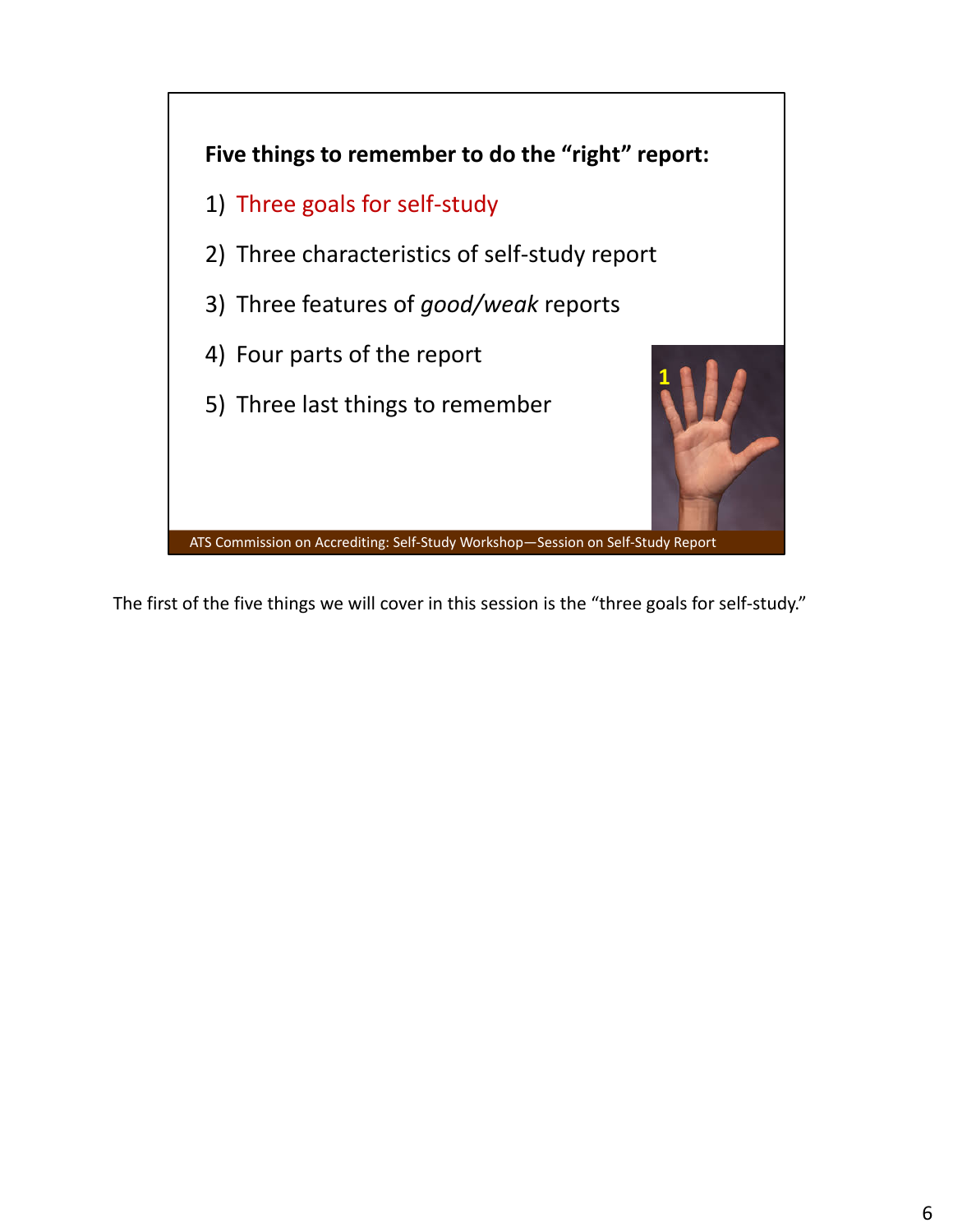**Five things to remember to do the "right" report:**

1) Three goals for self-study
2) Three characteristics of self-study report
3) Three features of *good/weak* reports
4) Four parts of the report
5) Three last things to remember

ATS Commission on Accrediting: Self-Study Workshop—Session on Self-Study Report

The first of the five things we will cover in this session is the "three goals for self-study."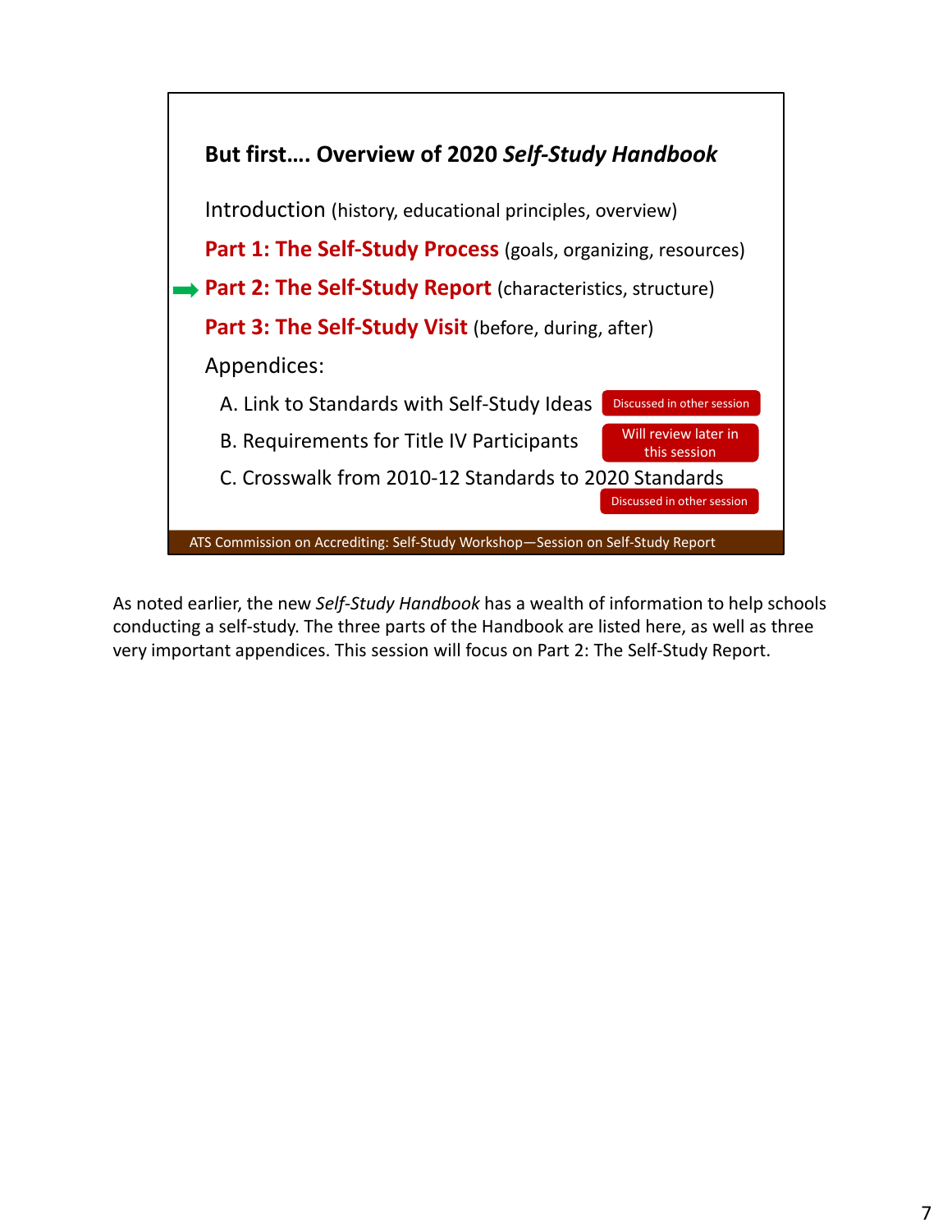## But first…. Overview of 2020 *Self-Study Handbook*

Introduction (history, educational principles, overview)

**Part 1: The Self-Study Process** (goals, organizing, resources)

➡ **Part 2: The Self-Study Report** (characteristics, structure)

**Part 3: The Self-Study Visit** (before, during, after)

Appendices:

A. Link to Standards with Self-Study Ideas — Discussed in other session

B. Requirements for Title IV Participants — Will review later in this session

C. Crosswalk from 2010-12 Standards to 2020 Standards — Discussed in other session

ATS Commission on Accrediting: Self-Study Workshop—Session on Self-Study Report

As noted earlier, the new *Self-Study Handbook* has a wealth of information to help schools conducting a self-study. The three parts of the Handbook are listed here, as well as three very important appendices. This session will focus on Part 2: The Self-Study Report.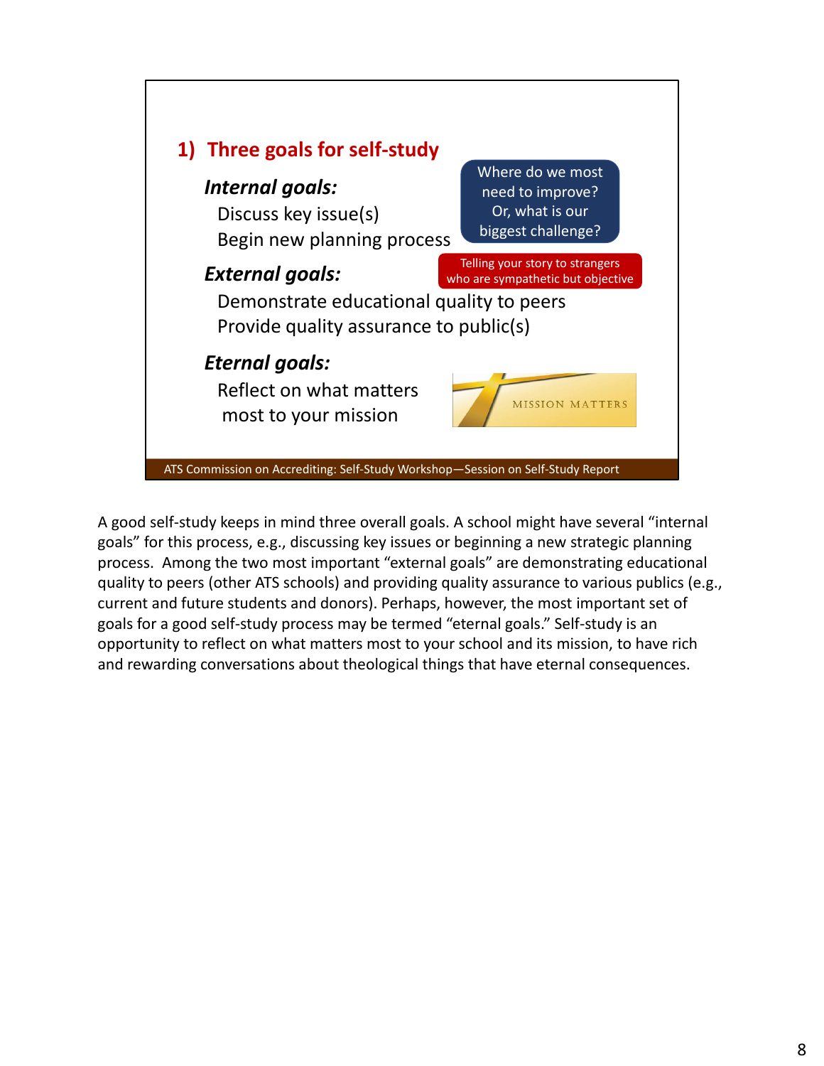## 1) Three goals for self-study

***Internal goals:***

Discuss key issue(s)

Begin new planning process

Where do we most need to improve? Or, what is our biggest challenge?

***External goals:***

Telling your story to strangers who are sympathetic but objective

Demonstrate educational quality to peers

Provide quality assurance to public(s)

***Eternal goals:***

Reflect on what matters most to your mission

MISSION MATTERS

ATS Commission on Accrediting: Self-Study Workshop—Session on Self-Study Report

A good self-study keeps in mind three overall goals. A school might have several "internal goals" for this process, e.g., discussing key issues or beginning a new strategic planning process. Among the two most important "external goals" are demonstrating educational quality to peers (other ATS schools) and providing quality assurance to various publics (e.g., current and future students and donors). Perhaps, however, the most important set of goals for a good self-study process may be termed "eternal goals." Self-study is an opportunity to reflect on what matters most to your school and its mission, to have rich and rewarding conversations about theological things that have eternal consequences.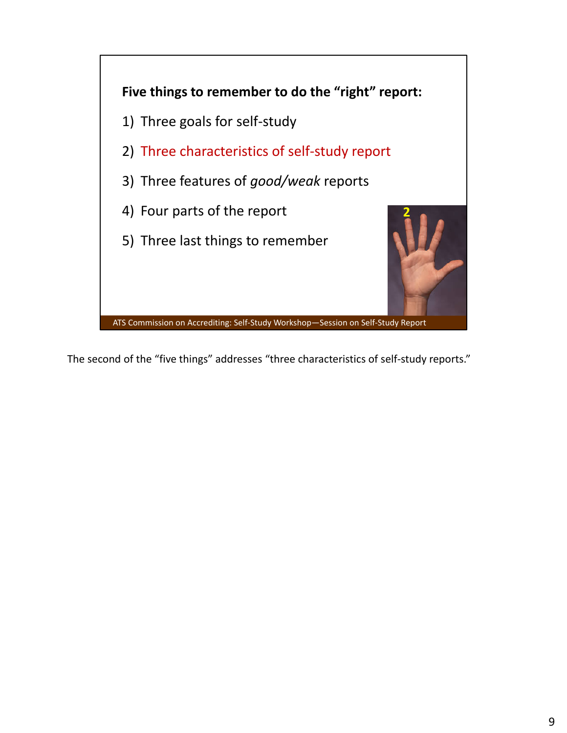**Five things to remember to do the "right" report:**

1) Three goals for self-study
2) Three characteristics of self-study report
3) Three features of *good/weak* reports
4) Four parts of the report
5) Three last things to remember

2

ATS Commission on Accrediting: Self-Study Workshop—Session on Self-Study Report

The second of the "five things" addresses "three characteristics of self-study reports."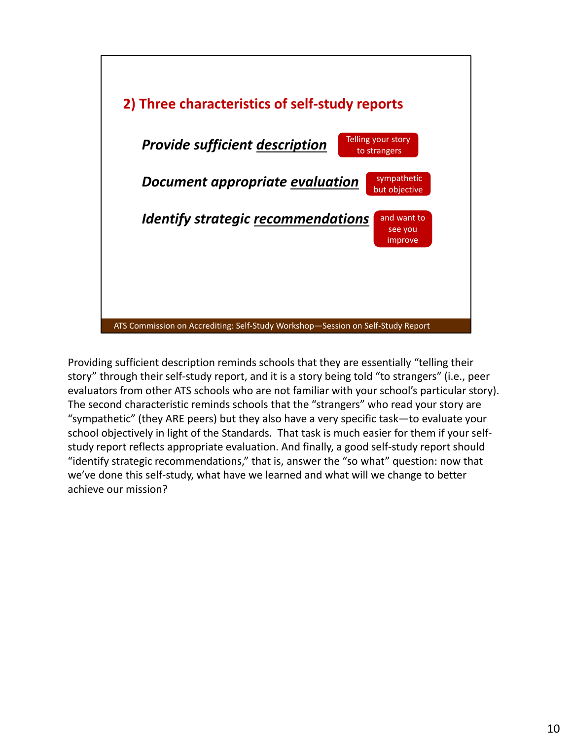## 2) Three characteristics of self-study reports

***Provide sufficient description*** — Telling your story to strangers

***Document appropriate evaluation*** — sympathetic but objective

***Identify strategic recommendations*** — and want to see you improve

ATS Commission on Accrediting: Self-Study Workshop—Session on Self-Study Report

Providing sufficient description reminds schools that they are essentially "telling their story" through their self-study report, and it is a story being told "to strangers" (i.e., peer evaluators from other ATS schools who are not familiar with your school's particular story). The second characteristic reminds schools that the "strangers" who read your story are "sympathetic" (they ARE peers) but they also have a very specific task—to evaluate your school objectively in light of the Standards. That task is much easier for them if your self-study report reflects appropriate evaluation. And finally, a good self-study report should "identify strategic recommendations," that is, answer the "so what" question: now that we've done this self-study, what have we learned and what will we change to better achieve our mission?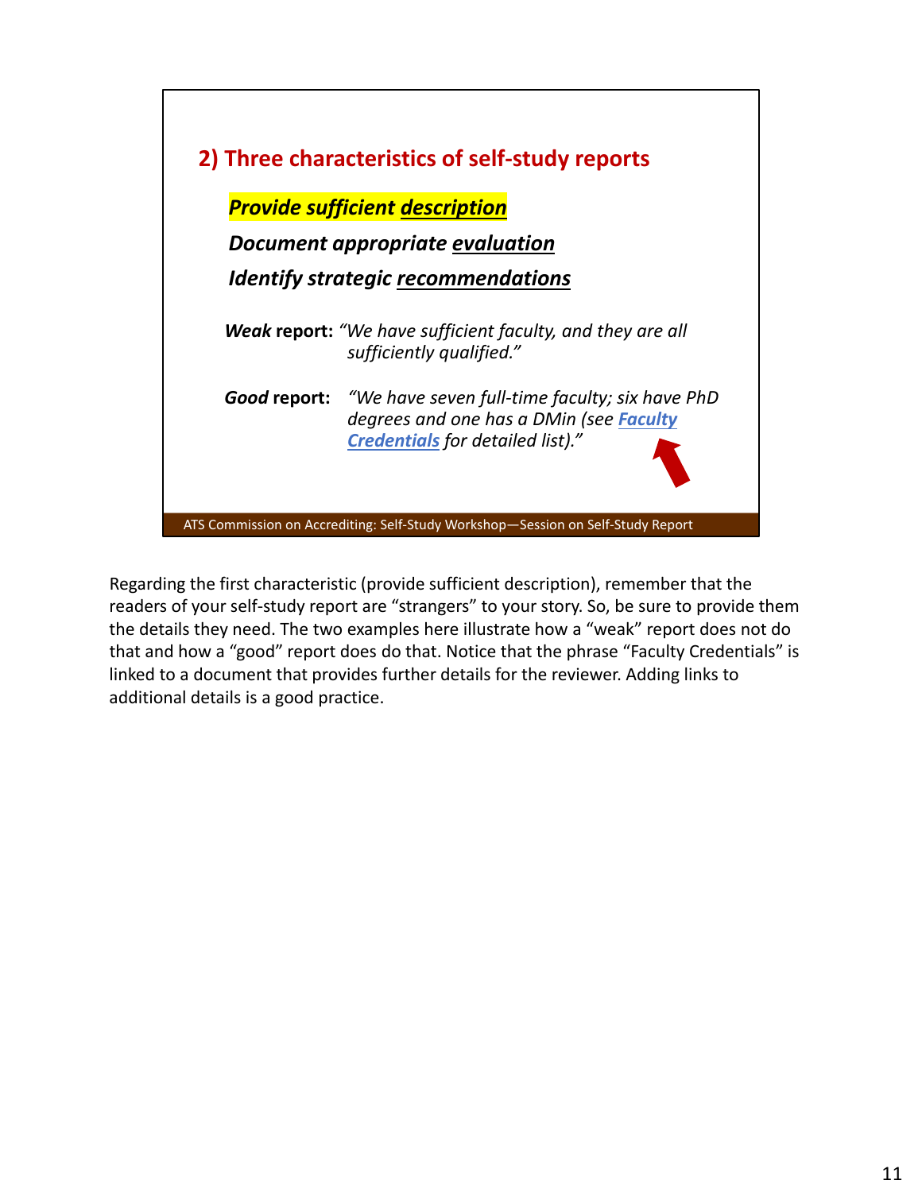## 2) Three characteristics of self-study reports

***Provide sufficient description***

***Document appropriate evaluation***

***Identify strategic recommendations***

***Weak* report:** *"We have sufficient faculty, and they are all sufficiently qualified."*

***Good* report:** *"We have seven full-time faculty; six have PhD degrees and one has a DMin (see **Faculty Credentials** for detailed list)."*

ATS Commission on Accrediting: Self-Study Workshop—Session on Self-Study Report

Regarding the first characteristic (provide sufficient description), remember that the readers of your self-study report are "strangers" to your story. So, be sure to provide them the details they need. The two examples here illustrate how a "weak" report does not do that and how a "good" report does do that. Notice that the phrase "Faculty Credentials" is linked to a document that provides further details for the reviewer. Adding links to additional details is a good practice.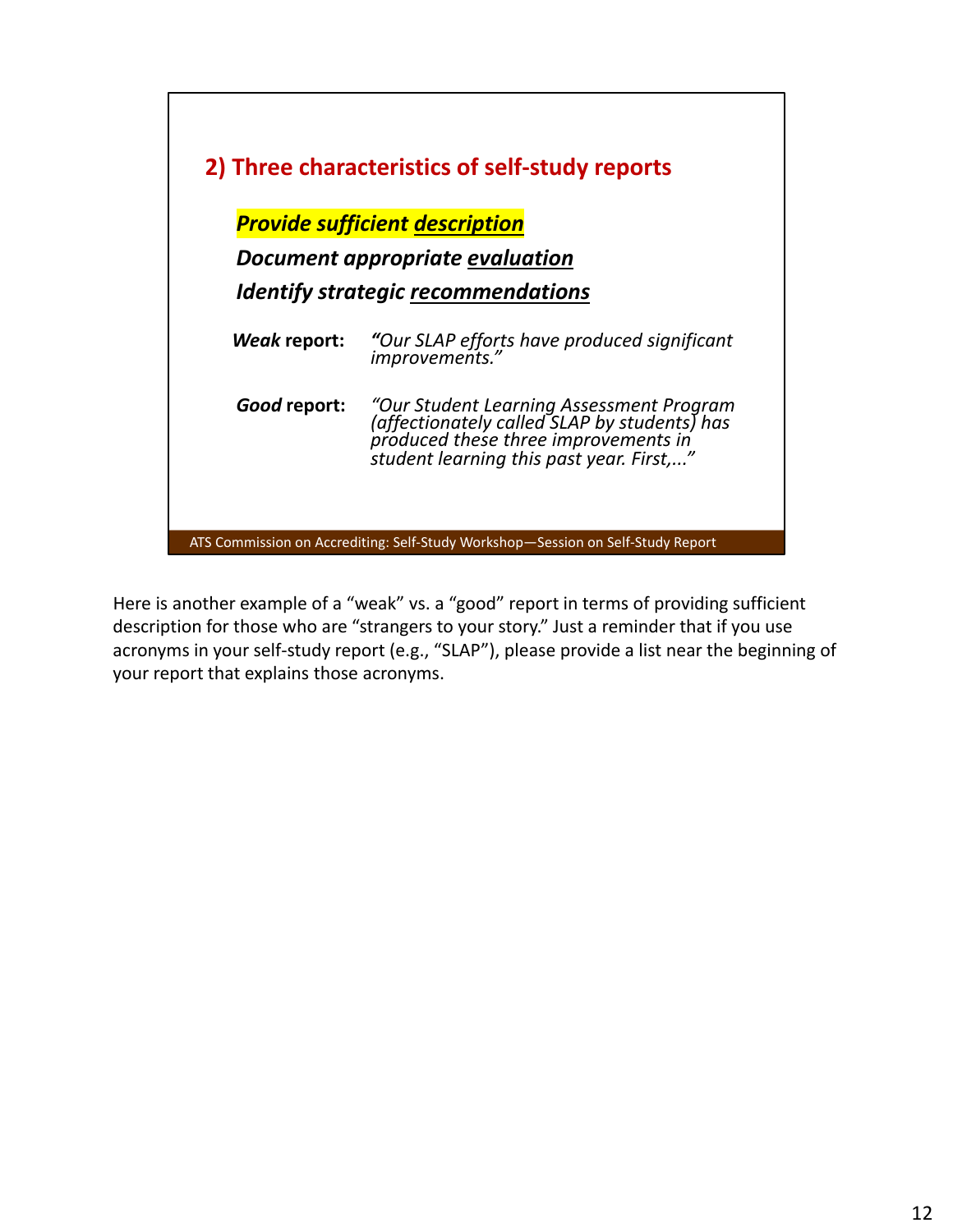## 2) Three characteristics of self-study reports

***Provide sufficient description***

***Document appropriate evaluation***

***Identify strategic recommendations***

***Weak* report:** *"Our SLAP efforts have produced significant improvements."*

***Good* report:** *"Our Student Learning Assessment Program (affectionately called SLAP by students) has produced these three improvements in student learning this past year. First,..."*

ATS Commission on Accrediting: Self-Study Workshop—Session on Self-Study Report

Here is another example of a "weak" vs. a "good" report in terms of providing sufficient description for those who are "strangers to your story." Just a reminder that if you use acronyms in your self-study report (e.g., "SLAP"), please provide a list near the beginning of your report that explains those acronyms.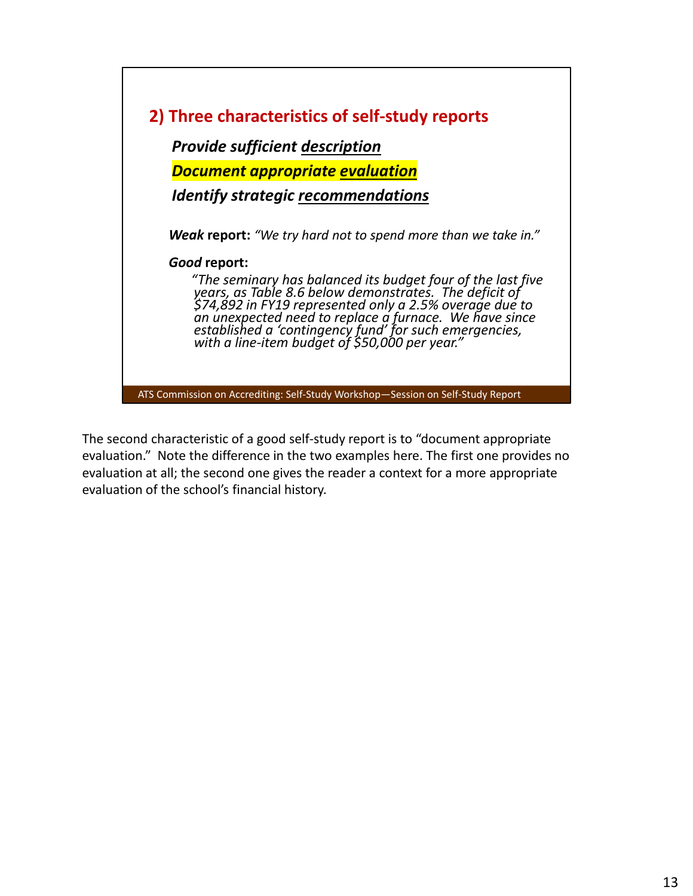## 2) Three characteristics of self-study reports

***Provide sufficient description***

***Document appropriate evaluation***

***Identify strategic recommendations***

***Weak* report:** *"We try hard not to spend more than we take in."*

***Good* report:**

> *"The seminary has balanced its budget four of the last five years, as Table 8.6 below demonstrates. The deficit of $74,892 in FY19 represented only a 2.5% overage due to an unexpected need to replace a furnace. We have since established a 'contingency fund' for such emergencies, with a line-item budget of $50,000 per year."*

ATS Commission on Accrediting: Self-Study Workshop—Session on Self-Study Report

The second characteristic of a good self-study report is to "document appropriate evaluation." Note the difference in the two examples here. The first one provides no evaluation at all; the second one gives the reader a context for a more appropriate evaluation of the school's financial history.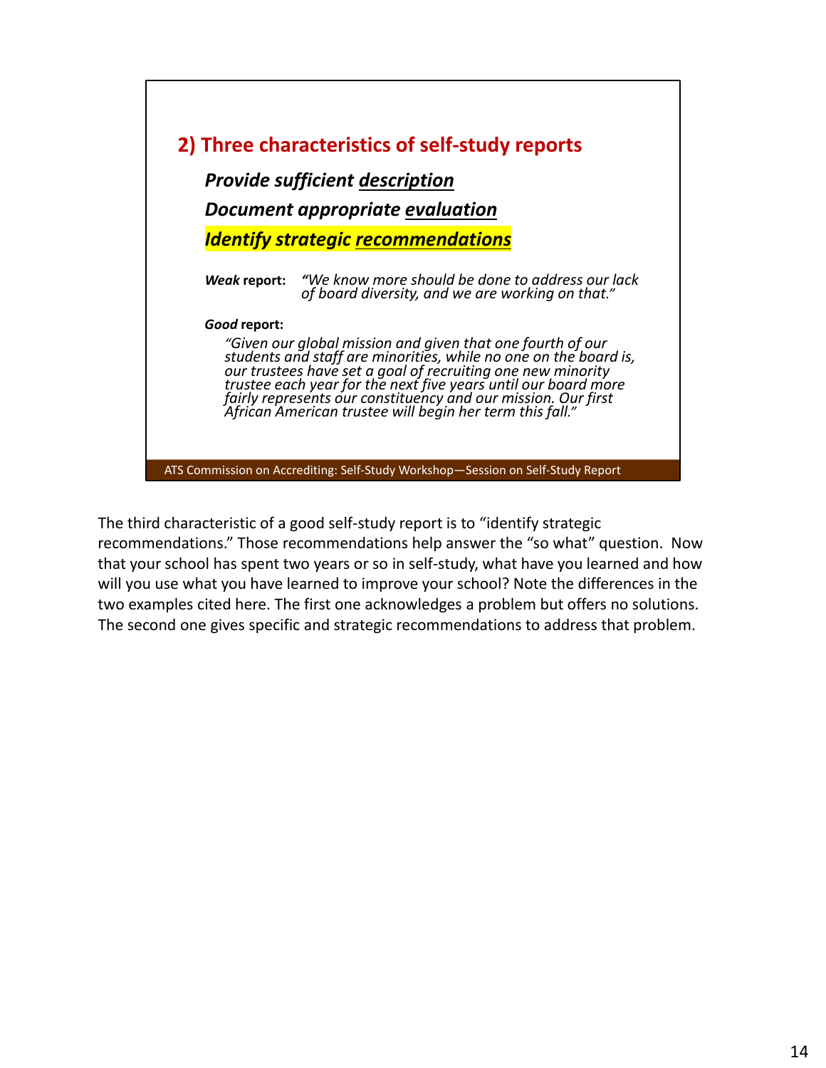## 2) Three characteristics of self-study reports

***Provide sufficient description***

***Document appropriate evaluation***

***Identify strategic recommendations***

***Weak* report:** *"We know more should be done to address our lack of board diversity, and we are working on that."*

***Good* report:**

*"Given our global mission and given that one fourth of our students and staff are minorities, while no one on the board is, our trustees have set a goal of recruiting one new minority trustee each year for the next five years until our board more fairly represents our constituency and our mission. Our first African American trustee will begin her term this fall."*

ATS Commission on Accrediting: Self-Study Workshop—Session on Self-Study Report

The third characteristic of a good self-study report is to "identify strategic recommendations." Those recommendations help answer the "so what" question. Now that your school has spent two years or so in self-study, what have you learned and how will you use what you have learned to improve your school? Note the differences in the two examples cited here. The first one acknowledges a problem but offers no solutions. The second one gives specific and strategic recommendations to address that problem.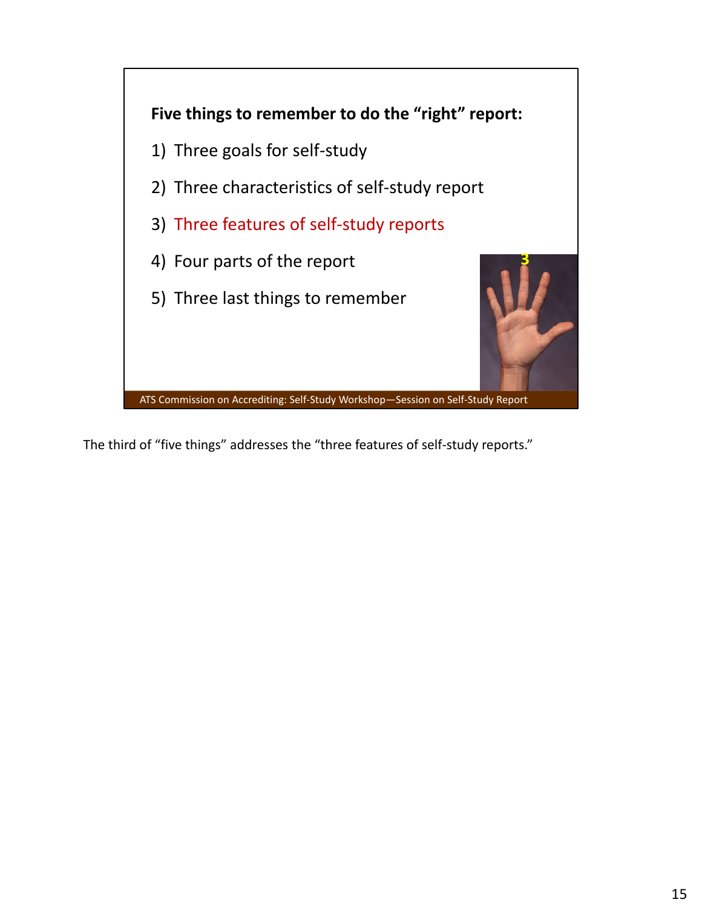**Five things to remember to do the "right" report:**

1) Three goals for self-study
2) Three characteristics of self-study report
3) Three features of self-study reports
4) Four parts of the report
5) Three last things to remember

3

ATS Commission on Accrediting: Self-Study Workshop—Session on Self-Study Report

The third of "five things" addresses the "three features of self-study reports."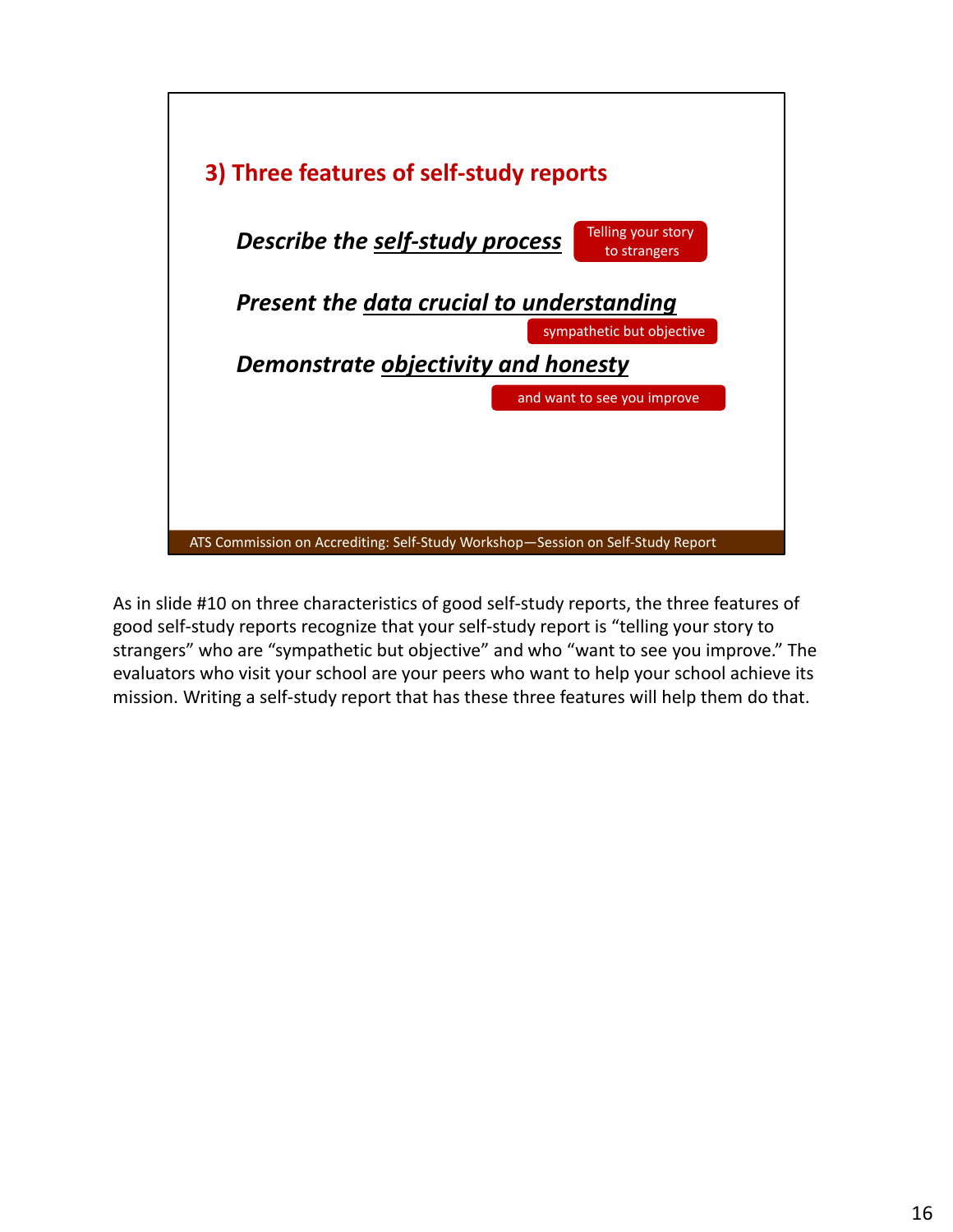## 3) Three features of self-study reports

***Describe the self-study process*** — Telling your story to strangers

***Present the data crucial to understanding*** — sympathetic but objective

***Demonstrate objectivity and honesty*** — and want to see you improve

ATS Commission on Accrediting: Self-Study Workshop—Session on Self-Study Report

As in slide #10 on three characteristics of good self-study reports, the three features of good self-study reports recognize that your self-study report is "telling your story to strangers" who are "sympathetic but objective" and who "want to see you improve." The evaluators who visit your school are your peers who want to help your school achieve its mission. Writing a self-study report that has these three features will help them do that.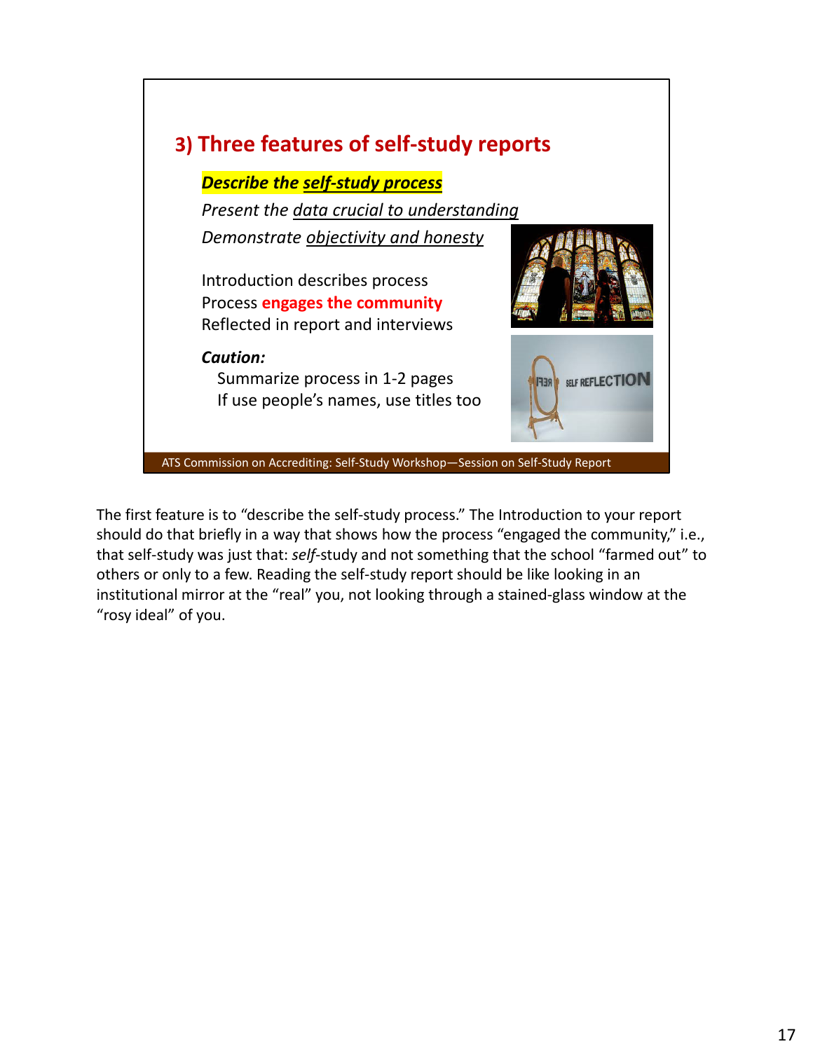## 3) Three features of self-study reports

***Describe the self-study process***

*Present the data crucial to understanding*

*Demonstrate objectivity and honesty*

Introduction describes process
Process **engages the community**
Reflected in report and interviews

***Caution:***

Summarize process in 1-2 pages
If use people's names, use titles too

ATS Commission on Accrediting: Self-Study Workshop—Session on Self-Study Report

The first feature is to "describe the self-study process." The Introduction to your report should do that briefly in a way that shows how the process "engaged the community," i.e., that self-study was just that: *self*-study and not something that the school "farmed out" to others or only to a few. Reading the self-study report should be like looking in an institutional mirror at the "real" you, not looking through a stained-glass window at the "rosy ideal" of you.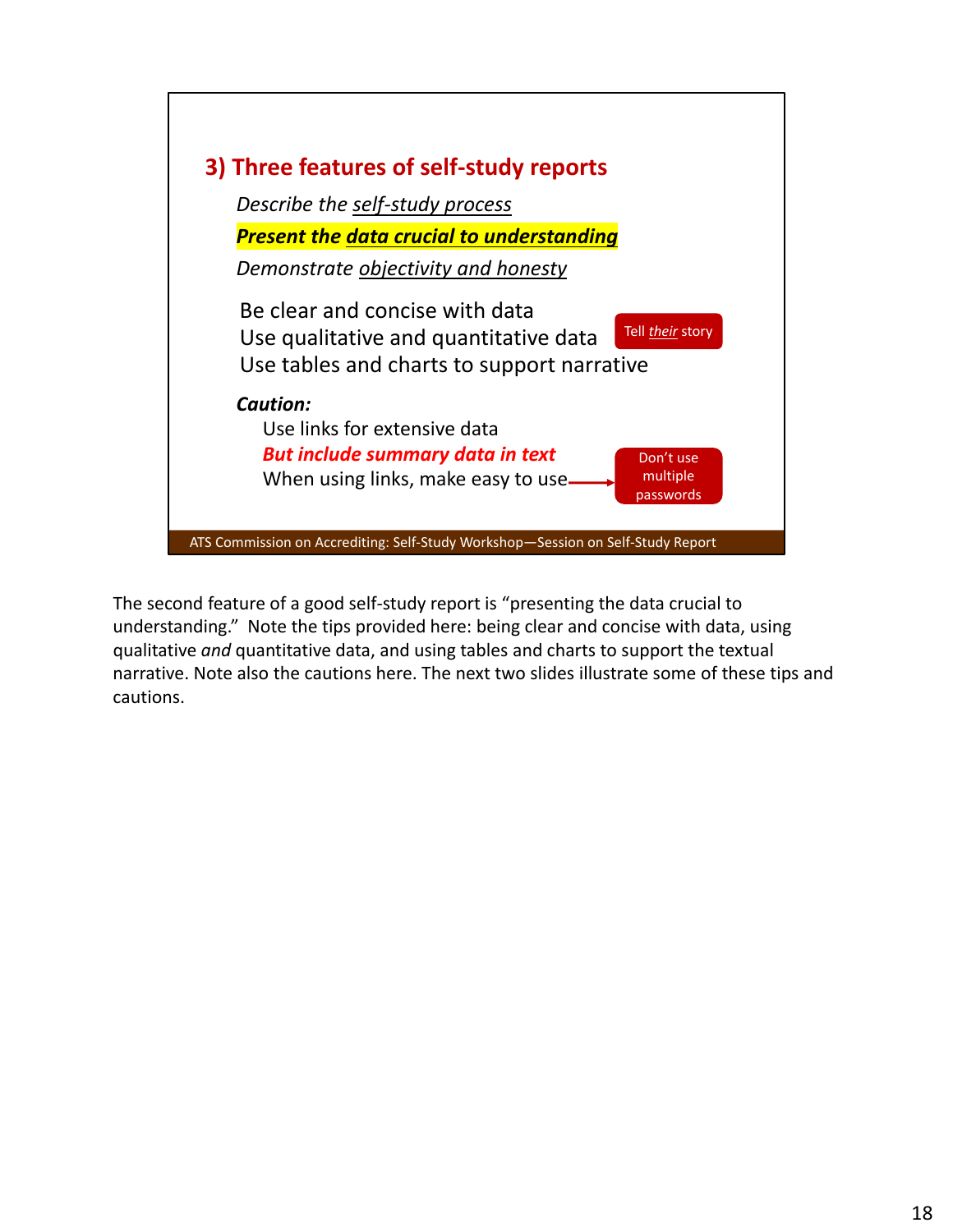## 3) Three features of self-study reports

*Describe the self-study process*

***Present the data crucial to understanding***

*Demonstrate objectivity and honesty*

Be clear and concise with data
Use qualitative and quantitative data
Use tables and charts to support narrative

Tell *their* story

***Caution:***

Use links for extensive data
***But include summary data in text***
When using links, make easy to use → Don't use multiple passwords

ATS Commission on Accrediting: Self-Study Workshop—Session on Self-Study Report

The second feature of a good self-study report is "presenting the data crucial to understanding." Note the tips provided here: being clear and concise with data, using qualitative *and* quantitative data, and using tables and charts to support the textual narrative. Note also the cautions here. The next two slides illustrate some of these tips and cautions.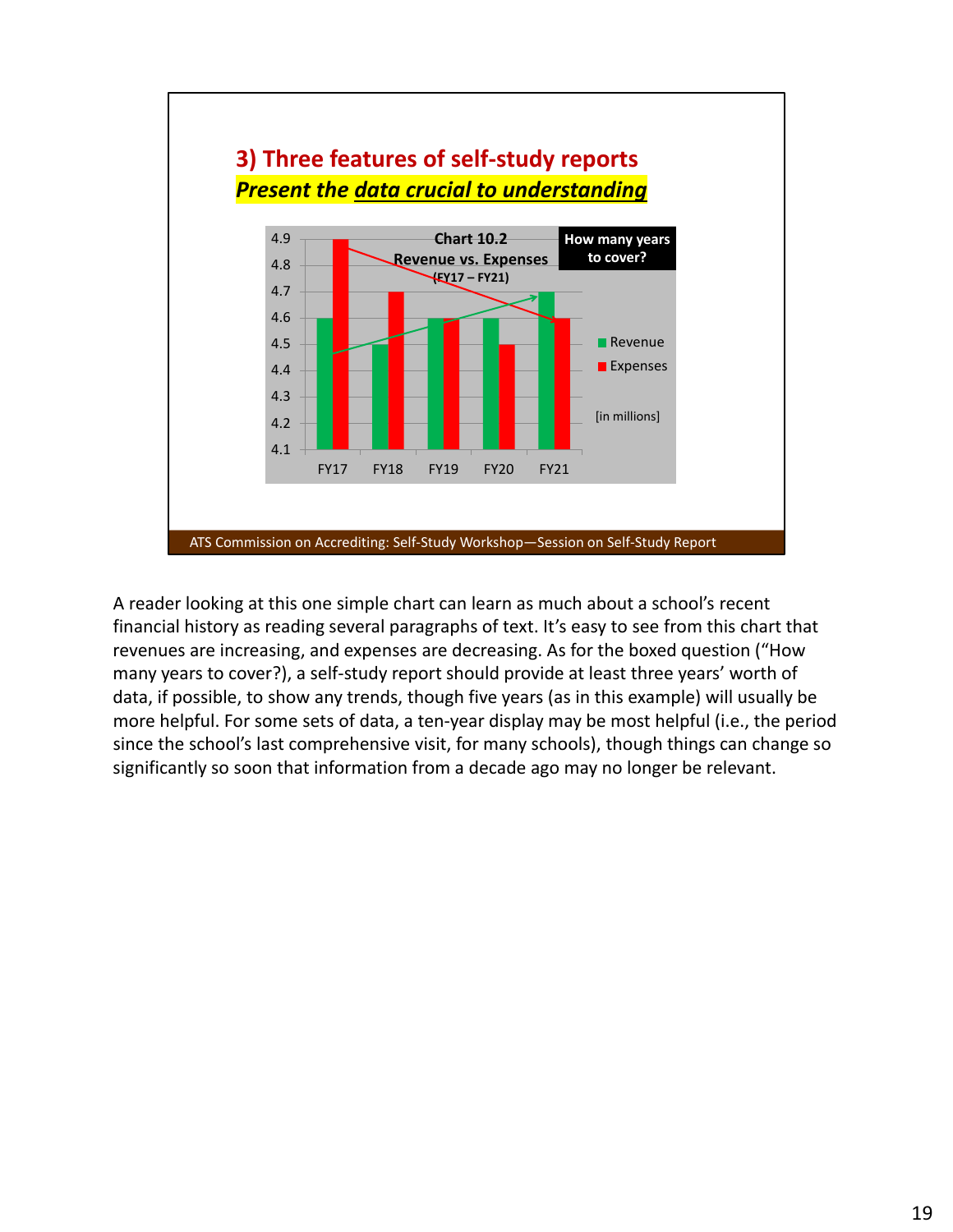## 3) Three features of self-study reports

***Present the data crucial to understanding***

**Chart 10.2**
**Revenue vs. Expenses**
**(FY17 – FY21)**

**How many years to cover?**

| | FY17 | FY18 | FY19 | FY20 | FY21 |
|---|---|---|---|---|---|
| Revenue | 4.6 | 4.5 | 4.6 | 4.6 | 4.7 |
| Expenses | 4.9 | 4.7 | 4.6 | 4.5 | 4.6 |

[in millions]

ATS Commission on Accrediting: Self-Study Workshop—Session on Self-Study Report

A reader looking at this one simple chart can learn as much about a school's recent financial history as reading several paragraphs of text. It's easy to see from this chart that revenues are increasing, and expenses are decreasing. As for the boxed question ("How many years to cover?), a self-study report should provide at least three years' worth of data, if possible, to show any trends, though five years (as in this example) will usually be more helpful. For some sets of data, a ten-year display may be most helpful (i.e., the period since the school's last comprehensive visit, for many schools), though things can change so significantly so soon that information from a decade ago may no longer be relevant.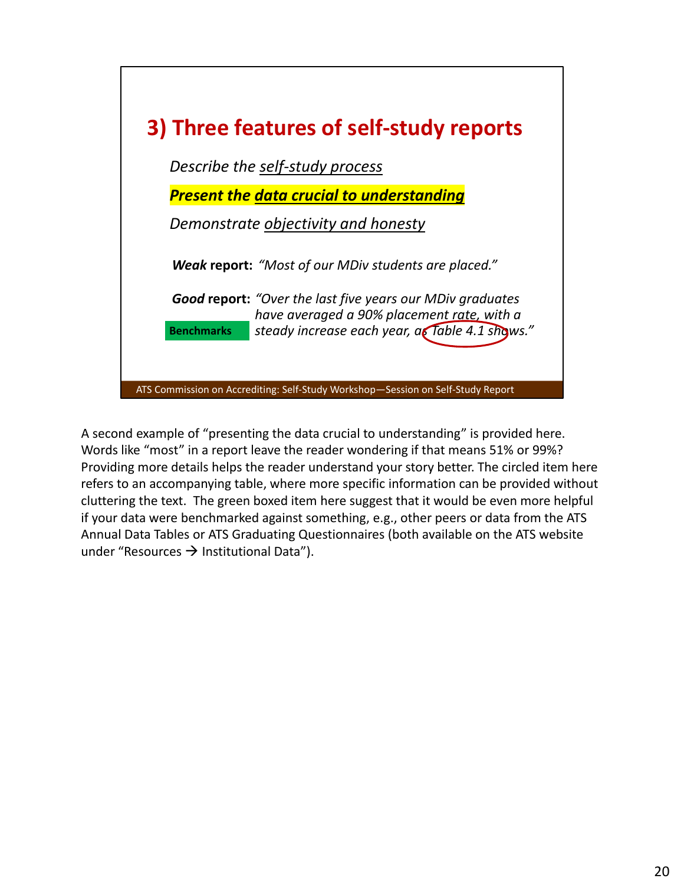## 3) Three features of self-study reports

*Describe the self-study process*

***Present the data crucial to understanding***

*Demonstrate objectivity and honesty*

***Weak*** **report:** *"Most of our MDiv students are placed."*

***Good*** **report:** *"Over the last five years our MDiv graduates have averaged a 90% placement rate, with a steady increase each year, as Table 4.1 shows."*

**Benchmarks**

ATS Commission on Accrediting: Self-Study Workshop—Session on Self-Study Report

A second example of "presenting the data crucial to understanding" is provided here. Words like "most" in a report leave the reader wondering if that means 51% or 99%? Providing more details helps the reader understand your story better. The circled item here refers to an accompanying table, where more specific information can be provided without cluttering the text. The green boxed item here suggest that it would be even more helpful if your data were benchmarked against something, e.g., other peers or data from the ATS Annual Data Tables or ATS Graduating Questionnaires (both available on the ATS website under "Resources → Institutional Data").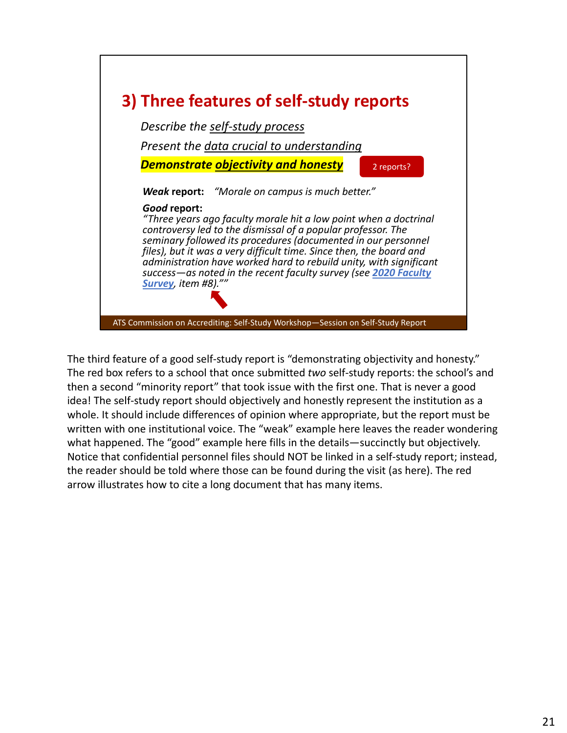## 3) Three features of self-study reports

*Describe the self-study process*

*Present the data crucial to understanding*

***Demonstrate objectivity and honesty***

2 reports?

***Weak* report:** *"Morale on campus is much better."*

***Good* report:**
*"Three years ago faculty morale hit a low point when a doctrinal controversy led to the dismissal of a popular professor. The seminary followed its procedures (documented in our personnel files), but it was a very difficult time. Since then, the board and administration have worked hard to rebuild unity, with significant success—as noted in the recent faculty survey (see **2020 Faculty Survey**, item #8).""*

ATS Commission on Accrediting: Self-Study Workshop—Session on Self-Study Report

The third feature of a good self-study report is "demonstrating objectivity and honesty." The red box refers to a school that once submitted *two* self-study reports: the school's and then a second "minority report" that took issue with the first one. That is never a good idea! The self-study report should objectively and honestly represent the institution as a whole. It should include differences of opinion where appropriate, but the report must be written with one institutional voice. The "weak" example here leaves the reader wondering what happened. The "good" example here fills in the details—succinctly but objectively. Notice that confidential personnel files should NOT be linked in a self-study report; instead, the reader should be told where those can be found during the visit (as here). The red arrow illustrates how to cite a long document that has many items.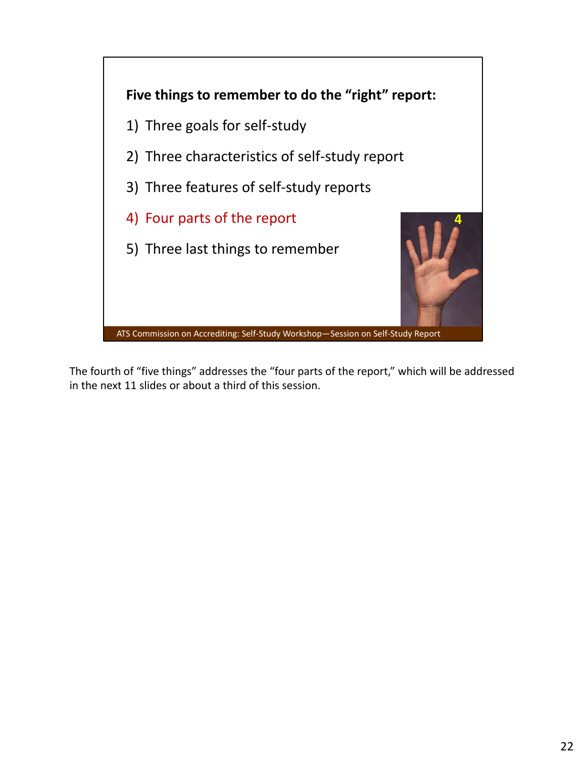**Five things to remember to do the "right" report:**

1) Three goals for self-study
2) Three characteristics of self-study report
3) Three features of self-study reports
4) Four parts of the report
5) Three last things to remember

ATS Commission on Accrediting: Self-Study Workshop—Session on Self-Study Report

The fourth of "five things" addresses the "four parts of the report," which will be addressed in the next 11 slides or about a third of this session.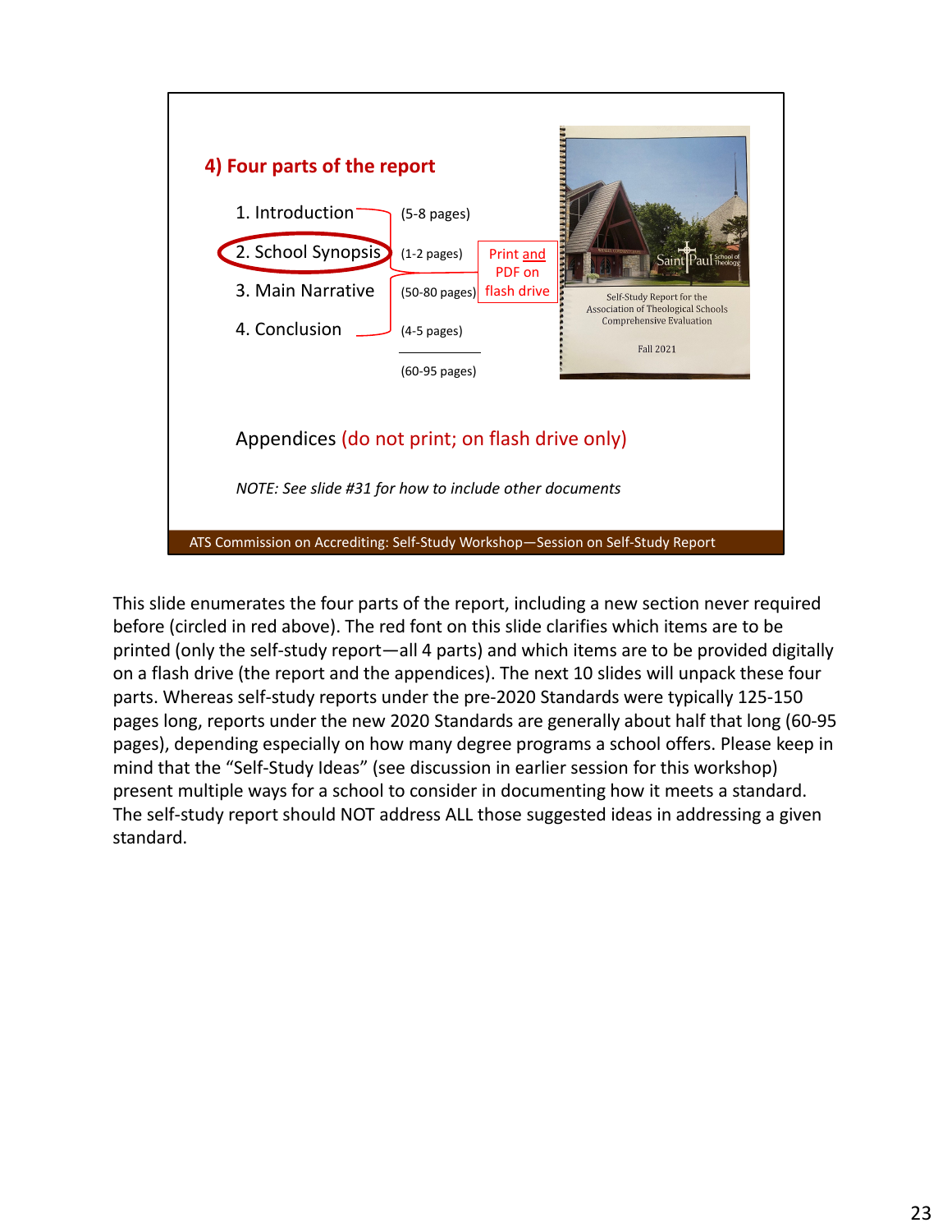## 4) Four parts of the report

| Part | Pages |
|---|---|
| 1. Introduction | (5-8 pages) |
| 2. School Synopsis | (1-2 pages) |
| 3. Main Narrative | (50-80 pages) |
| 4. Conclusion | (4-5 pages) |
| | (60-95 pages) |

Print and PDF on flash drive

Saint Paul School of Theology

Self-Study Report for the Association of Theological Schools Comprehensive Evaluation

Fall 2021

Appendices (do not print; on flash drive only)

*NOTE: See slide #31 for how to include other documents*

ATS Commission on Accrediting: Self-Study Workshop—Session on Self-Study Report

This slide enumerates the four parts of the report, including a new section never required before (circled in red above). The red font on this slide clarifies which items are to be printed (only the self-study report—all 4 parts) and which items are to be provided digitally on a flash drive (the report and the appendices). The next 10 slides will unpack these four parts. Whereas self-study reports under the pre-2020 Standards were typically 125-150 pages long, reports under the new 2020 Standards are generally about half that long (60-95 pages), depending especially on how many degree programs a school offers. Please keep in mind that the "Self-Study Ideas" (see discussion in earlier session for this workshop) present multiple ways for a school to consider in documenting how it meets a standard. The self-study report should NOT address ALL those suggested ideas in addressing a given standard.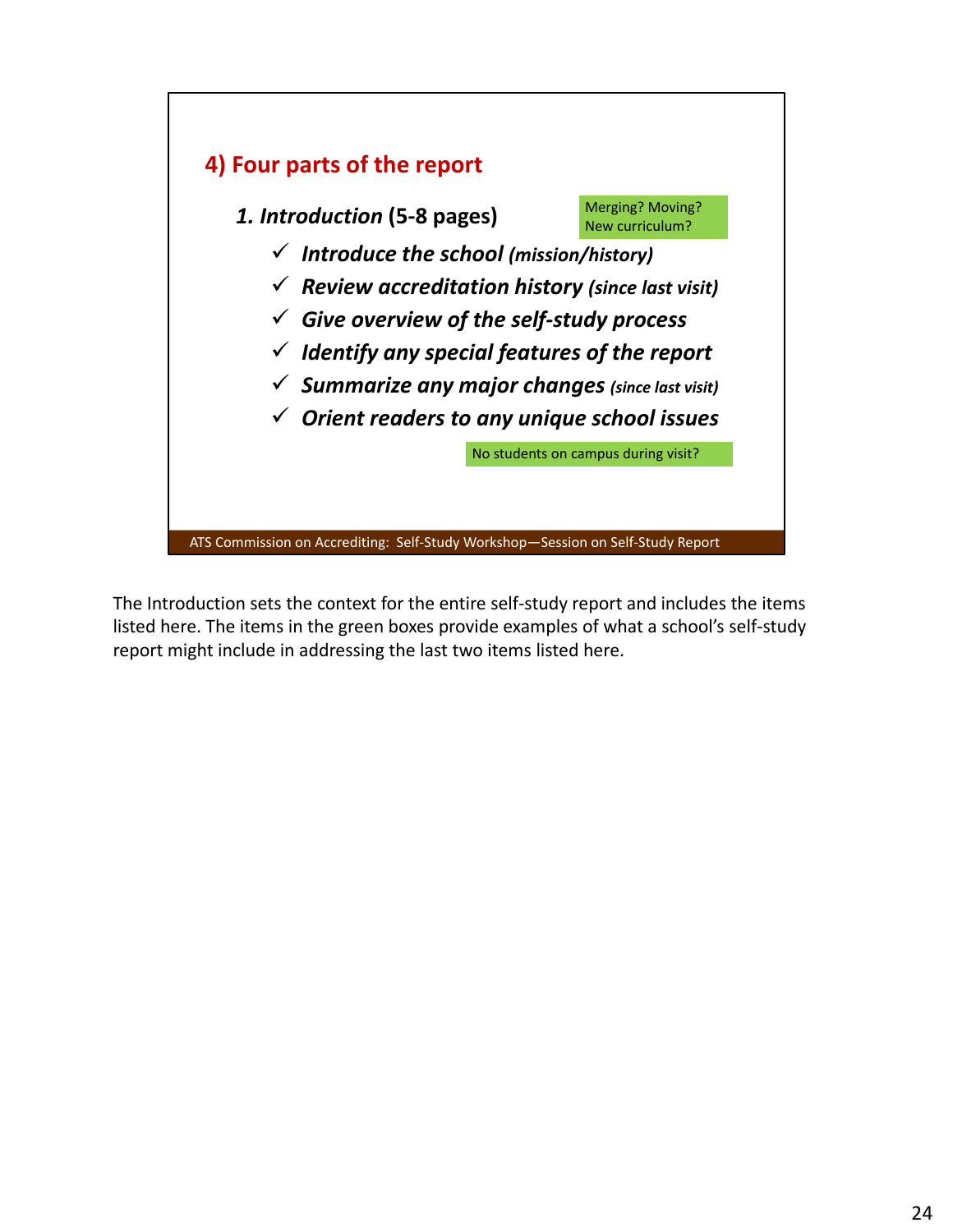## 4) Four parts of the report

***1. Introduction*** **(5-8 pages)**

Merging? Moving? New curriculum?

- ✓ ***Introduce the school*** ***(mission/history)***
- ✓ ***Review accreditation history*** ***(since last visit)***
- ✓ ***Give overview of the self-study process***
- ✓ ***Identify any special features of the report***
- ✓ ***Summarize any major changes*** ***(since last visit)***
- ✓ ***Orient readers to any unique school issues***

No students on campus during visit?

ATS Commission on Accrediting: Self-Study Workshop—Session on Self-Study Report

The Introduction sets the context for the entire self-study report and includes the items listed here. The items in the green boxes provide examples of what a school's self-study report might include in addressing the last two items listed here.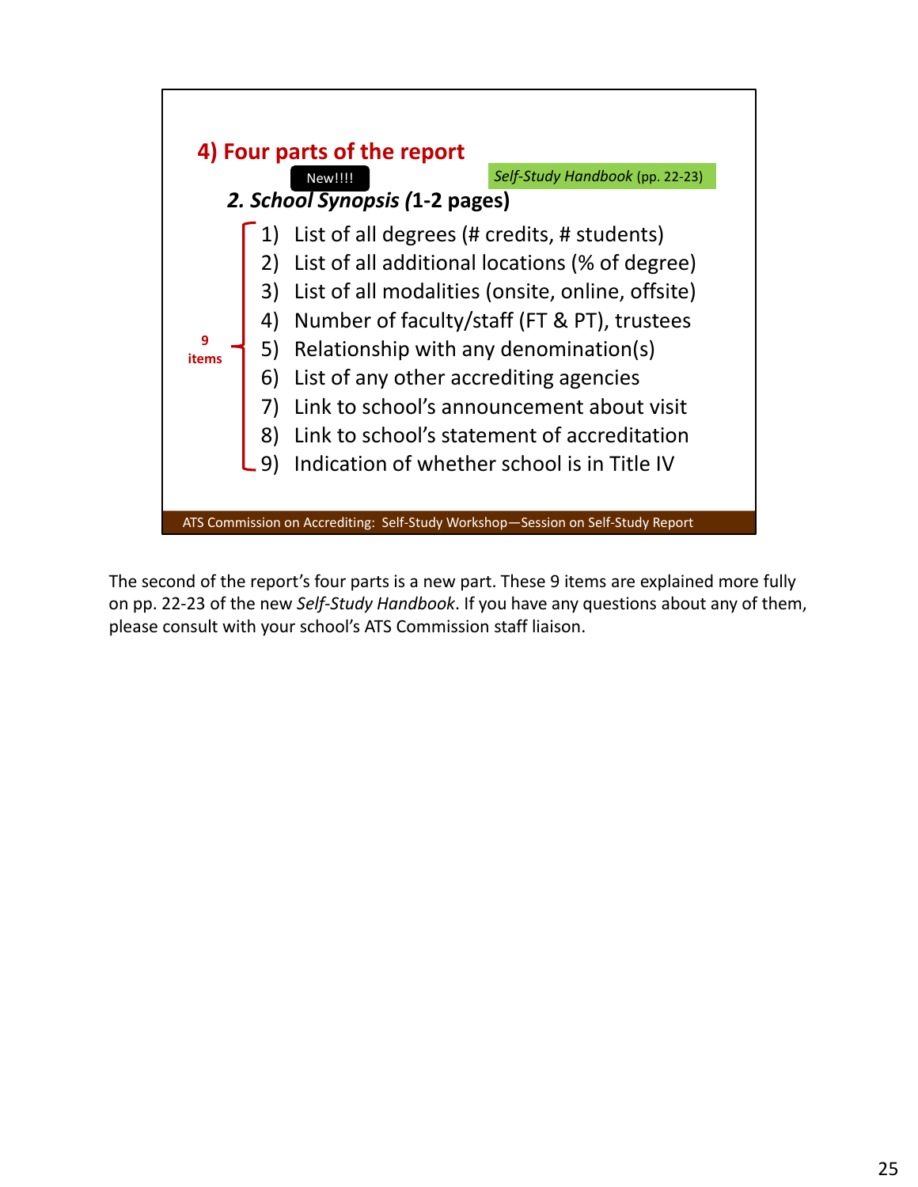## 4) Four parts of the report

New!!!

*Self-Study Handbook* (pp. 22-23)

### *2. School Synopsis* (1-2 pages)

9 items

1) List of all degrees (# credits, # students)
2) List of all additional locations (% of degree)
3) List of all modalities (onsite, online, offsite)
4) Number of faculty/staff (FT & PT), trustees
5) Relationship with any denomination(s)
6) List of any other accrediting agencies
7) Link to school's announcement about visit
8) Link to school's statement of accreditation
9) Indication of whether school is in Title IV

ATS Commission on Accrediting: Self-Study Workshop—Session on Self-Study Report

The second of the report's four parts is a new part. These 9 items are explained more fully on pp. 22-23 of the new *Self-Study Handbook*. If you have any questions about any of them, please consult with your school's ATS Commission staff liaison.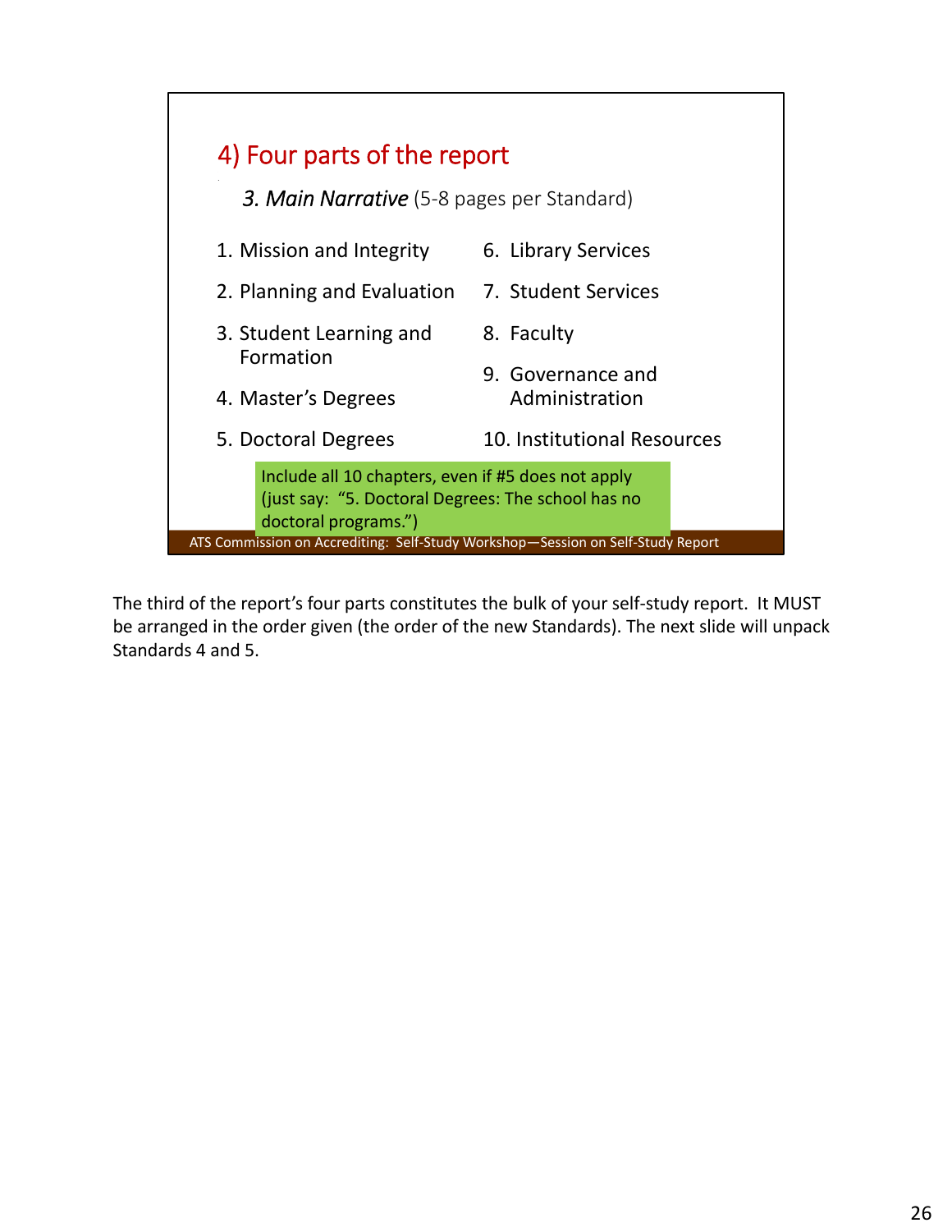## 4) Four parts of the report

*3. Main Narrative* (5-8 pages per Standard)

1. Mission and Integrity
2. Planning and Evaluation
3. Student Learning and Formation
4. Master's Degrees
5. Doctoral Degrees
6. Library Services
7. Student Services
8. Faculty
9. Governance and Administration
10. Institutional Resources

Include all 10 chapters, even if #5 does not apply (just say: "5. Doctoral Degrees: The school has no doctoral programs.")

ATS Commission on Accrediting: Self-Study Workshop—Session on Self-Study Report

The third of the report's four parts constitutes the bulk of your self-study report. It MUST be arranged in the order given (the order of the new Standards). The next slide will unpack Standards 4 and 5.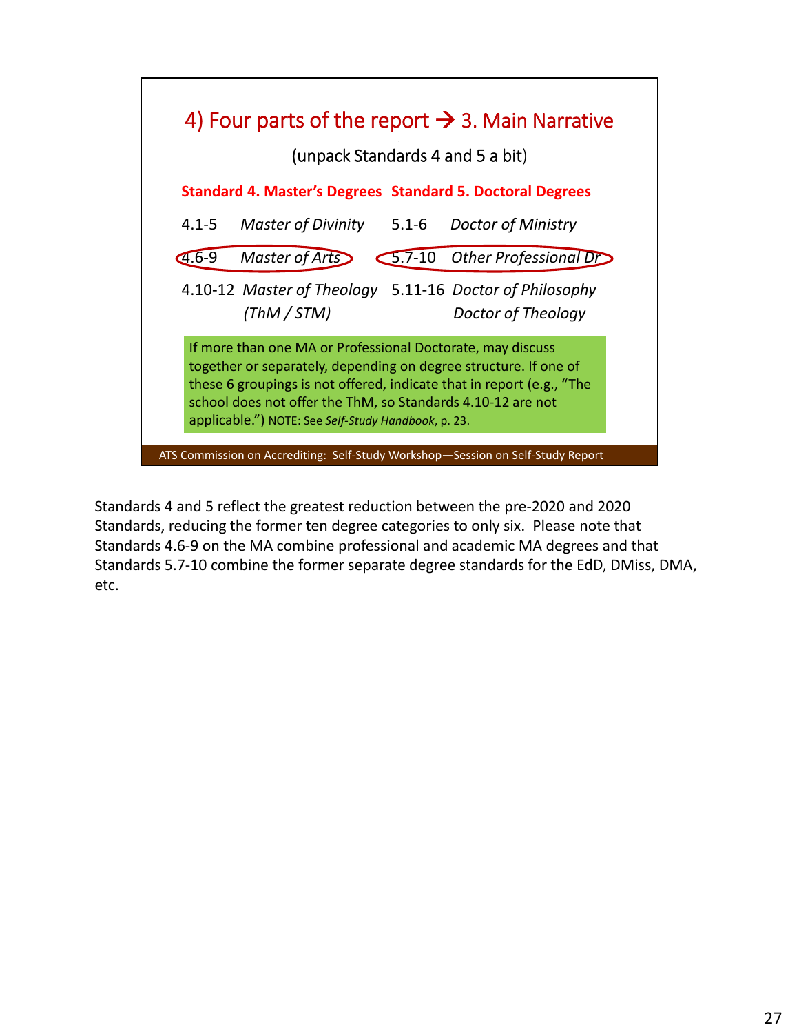## 4) Four parts of the report → 3. Main Narrative

(unpack Standards 4 and 5 a bit)

| **Standard 4. Master's Degrees** | | **Standard 5. Doctoral Degrees** | |
|---|---|---|---|
| 4.1-5 | *Master of Divinity* | 5.1-6 | *Doctor of Ministry* |
| 4.6-9 | *Master of Arts* | 5.7-10 | *Other Professional Dr* |
| 4.10-12 | *Master of Theology (ThM / STM)* | 5.11-16 | *Doctor of Philosophy* / *Doctor of Theology* |

If more than one MA or Professional Doctorate, may discuss together or separately, depending on degree structure. If one of these 6 groupings is not offered, indicate that in report (e.g., "The school does not offer the ThM, so Standards 4.10-12 are not applicable.") NOTE: See *Self-Study Handbook*, p. 23.

ATS Commission on Accrediting: Self-Study Workshop—Session on Self-Study Report

Standards 4 and 5 reflect the greatest reduction between the pre-2020 and 2020 Standards, reducing the former ten degree categories to only six. Please note that Standards 4.6-9 on the MA combine professional and academic MA degrees and that Standards 5.7-10 combine the former separate degree standards for the EdD, DMiss, DMA, etc.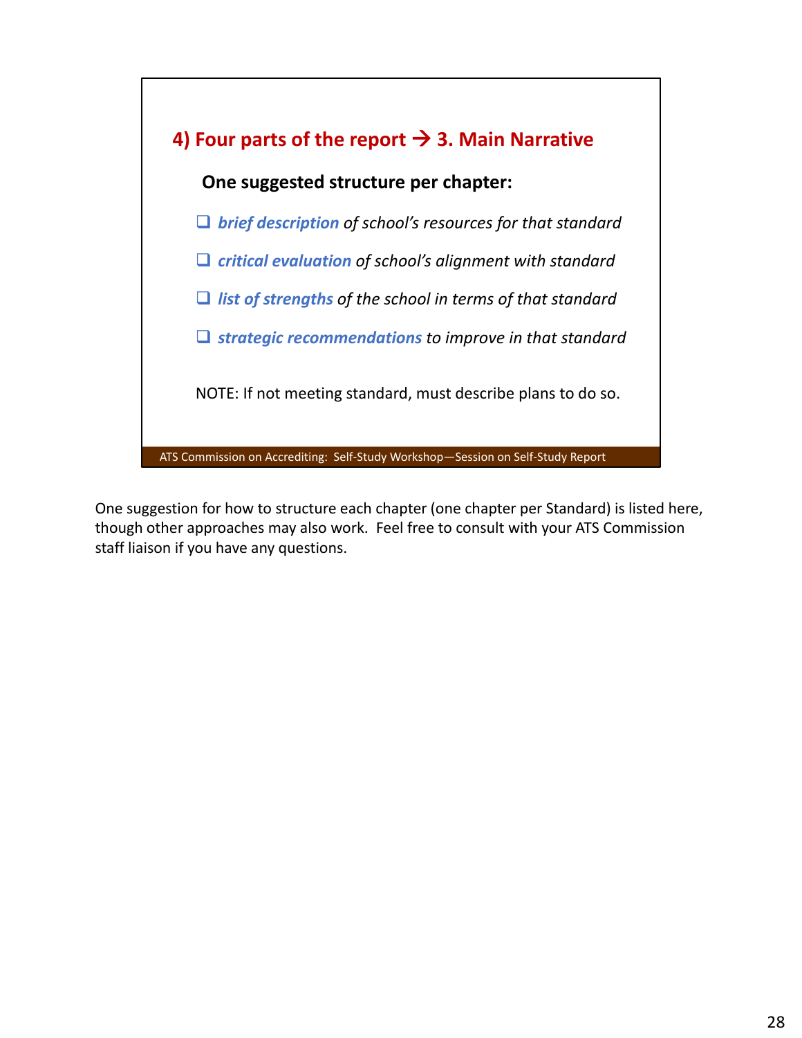## 4) Four parts of the report → 3. Main Narrative

**One suggested structure per chapter:**

- ***brief description*** *of school's resources for that standard*
- ***critical evaluation*** *of school's alignment with standard*
- ***list of strengths*** *of the school in terms of that standard*
- ***strategic recommendations*** *to improve in that standard*

NOTE: If not meeting standard, must describe plans to do so.

ATS Commission on Accrediting: Self-Study Workshop—Session on Self-Study Report

One suggestion for how to structure each chapter (one chapter per Standard) is listed here, though other approaches may also work. Feel free to consult with your ATS Commission staff liaison if you have any questions.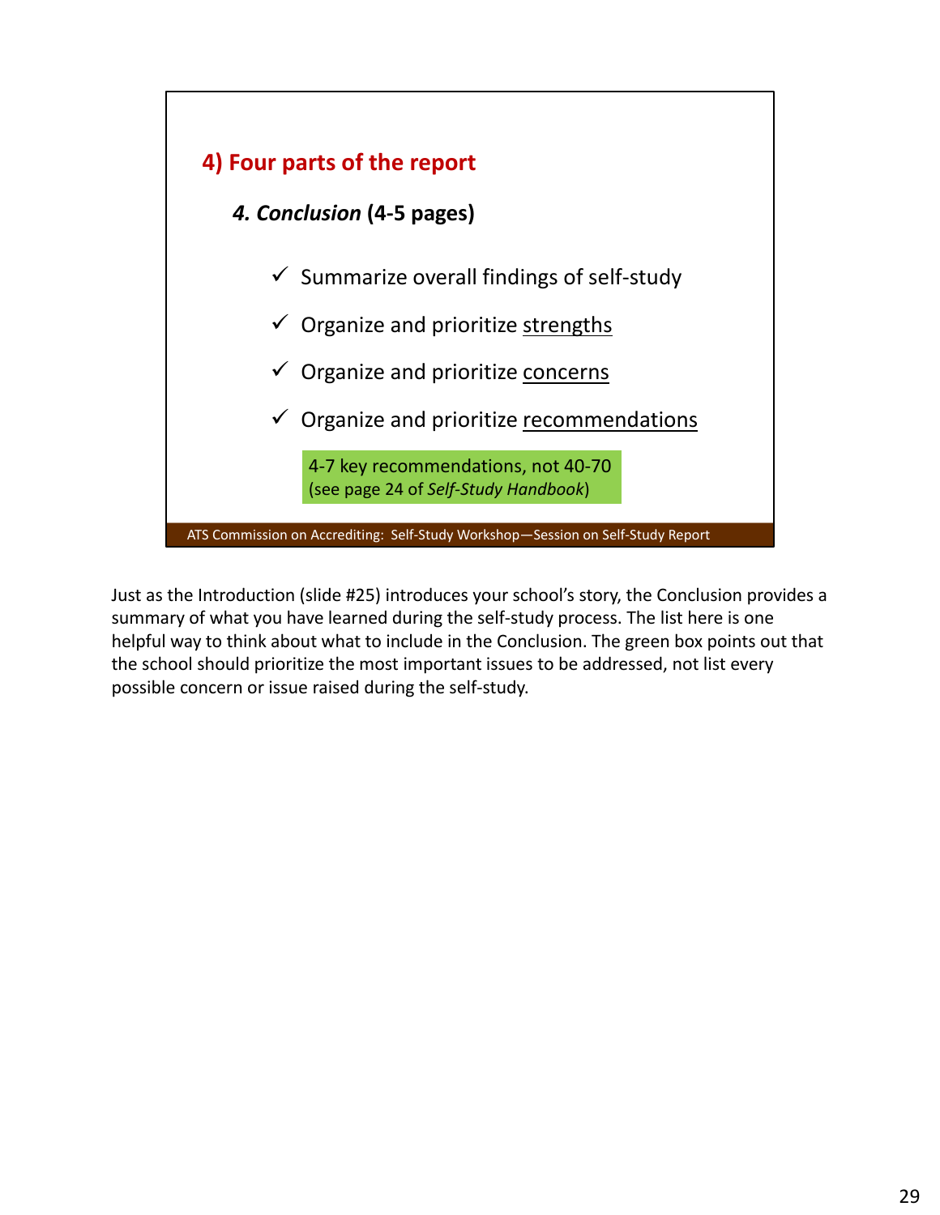## 4) Four parts of the report

### *4. Conclusion* (4-5 pages)

- ✓ Summarize overall findings of self-study
- ✓ Organize and prioritize <u>strengths</u>
- ✓ Organize and prioritize <u>concerns</u>
- ✓ Organize and prioritize <u>recommendations</u>

> 4-7 key recommendations, not 40-70
> (see page 24 of *Self-Study Handbook*)

ATS Commission on Accrediting: Self-Study Workshop—Session on Self-Study Report

Just as the Introduction (slide #25) introduces your school's story, the Conclusion provides a summary of what you have learned during the self-study process. The list here is one helpful way to think about what to include in the Conclusion. The green box points out that the school should prioritize the most important issues to be addressed, not list every possible concern or issue raised during the self-study.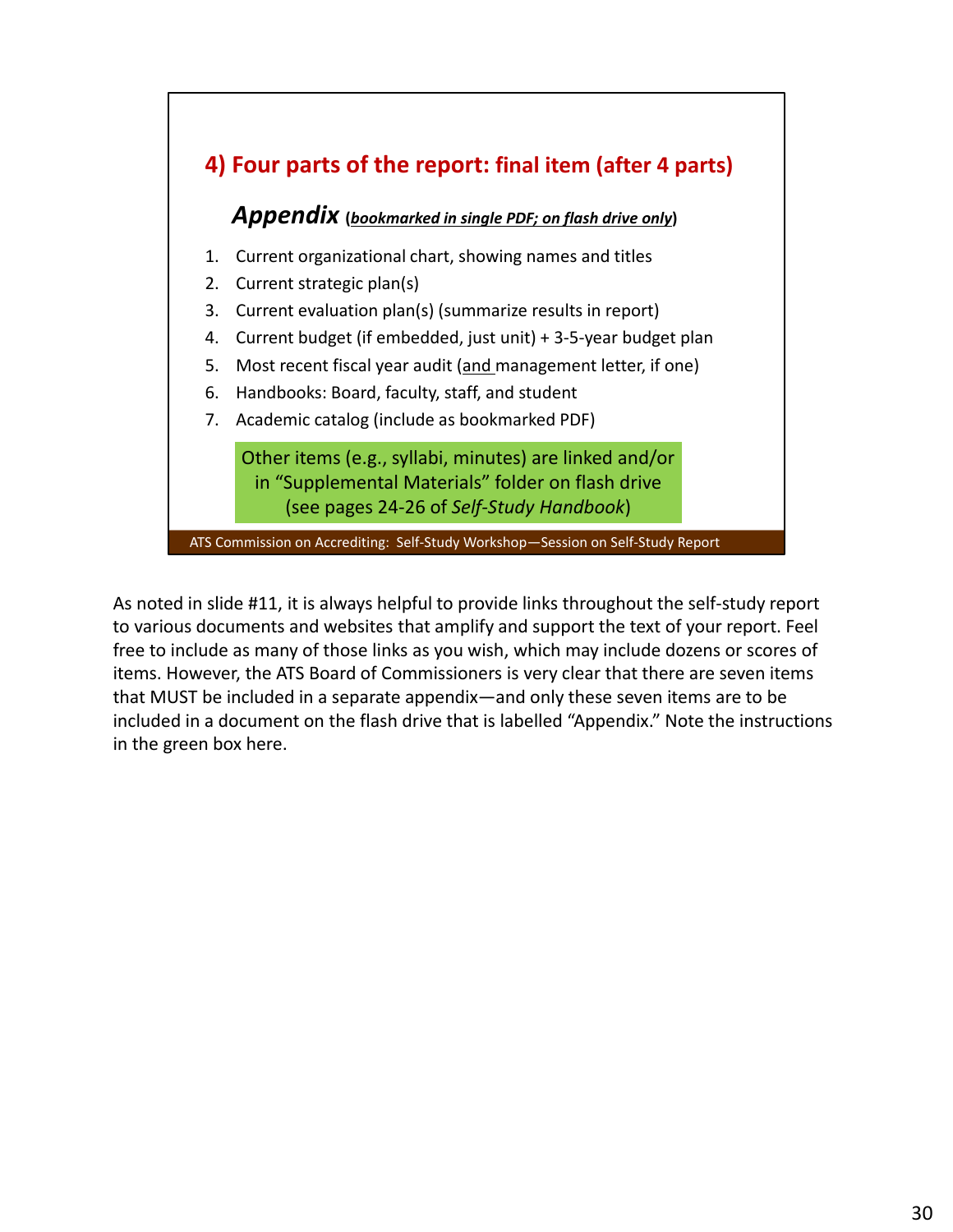## 4) Four parts of the report: final item (after 4 parts)

### *Appendix* (***bookmarked in single PDF; on flash drive only***)

1. Current organizational chart, showing names and titles
2. Current strategic plan(s)
3. Current evaluation plan(s) (summarize results in report)
4. Current budget (if embedded, just unit) + 3-5-year budget plan
5. Most recent fiscal year audit (and management letter, if one)
6. Handbooks: Board, faculty, staff, and student
7. Academic catalog (include as bookmarked PDF)

Other items (e.g., syllabi, minutes) are linked and/or in "Supplemental Materials" folder on flash drive (see pages 24-26 of *Self-Study Handbook*)

ATS Commission on Accrediting: Self-Study Workshop—Session on Self-Study Report

As noted in slide #11, it is always helpful to provide links throughout the self-study report to various documents and websites that amplify and support the text of your report. Feel free to include as many of those links as you wish, which may include dozens or scores of items. However, the ATS Board of Commissioners is very clear that there are seven items that MUST be included in a separate appendix—and only these seven items are to be included in a document on the flash drive that is labelled "Appendix." Note the instructions in the green box here.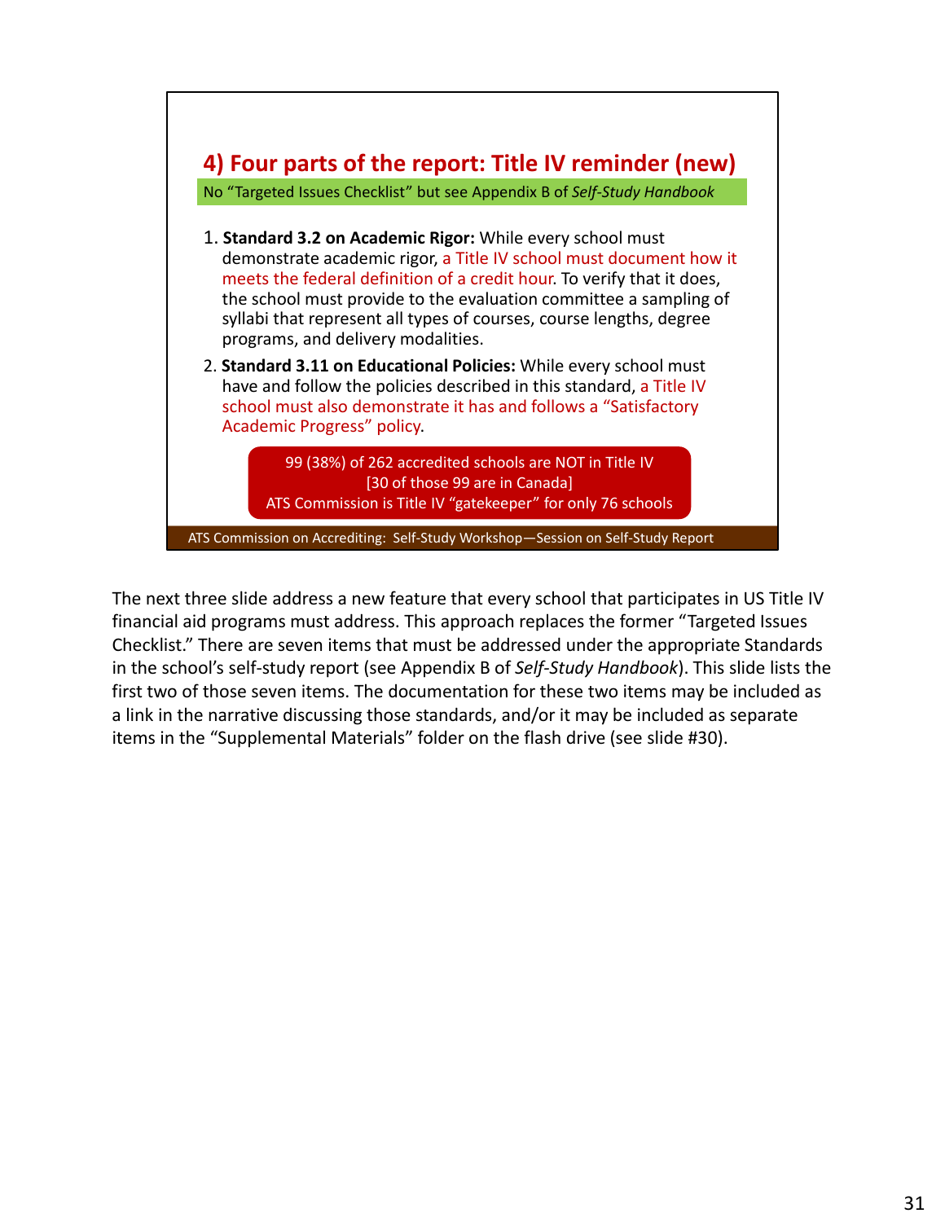## 4) Four parts of the report: Title IV reminder (new)

No “Targeted Issues Checklist” but see Appendix B of *Self-Study Handbook*

1. **Standard 3.2 on Academic Rigor:** While every school must demonstrate academic rigor, a Title IV school must document how it meets the federal definition of a credit hour. To verify that it does, the school must provide to the evaluation committee a sampling of syllabi that represent all types of courses, course lengths, degree programs, and delivery modalities.
2. **Standard 3.11 on Educational Policies:** While every school must have and follow the policies described in this standard, a Title IV school must also demonstrate it has and follows a “Satisfactory Academic Progress” policy.

99 (38%) of 262 accredited schools are NOT in Title IV
[30 of those 99 are in Canada]
ATS Commission is Title IV “gatekeeper” for only 76 schools

ATS Commission on Accrediting: Self-Study Workshop—Session on Self-Study Report

The next three slide address a new feature that every school that participates in US Title IV financial aid programs must address. This approach replaces the former “Targeted Issues Checklist.” There are seven items that must be addressed under the appropriate Standards in the school’s self-study report (see Appendix B of *Self-Study Handbook*). This slide lists the first two of those seven items. The documentation for these two items may be included as a link in the narrative discussing those standards, and/or it may be included as separate items in the “Supplemental Materials” folder on the flash drive (see slide #30).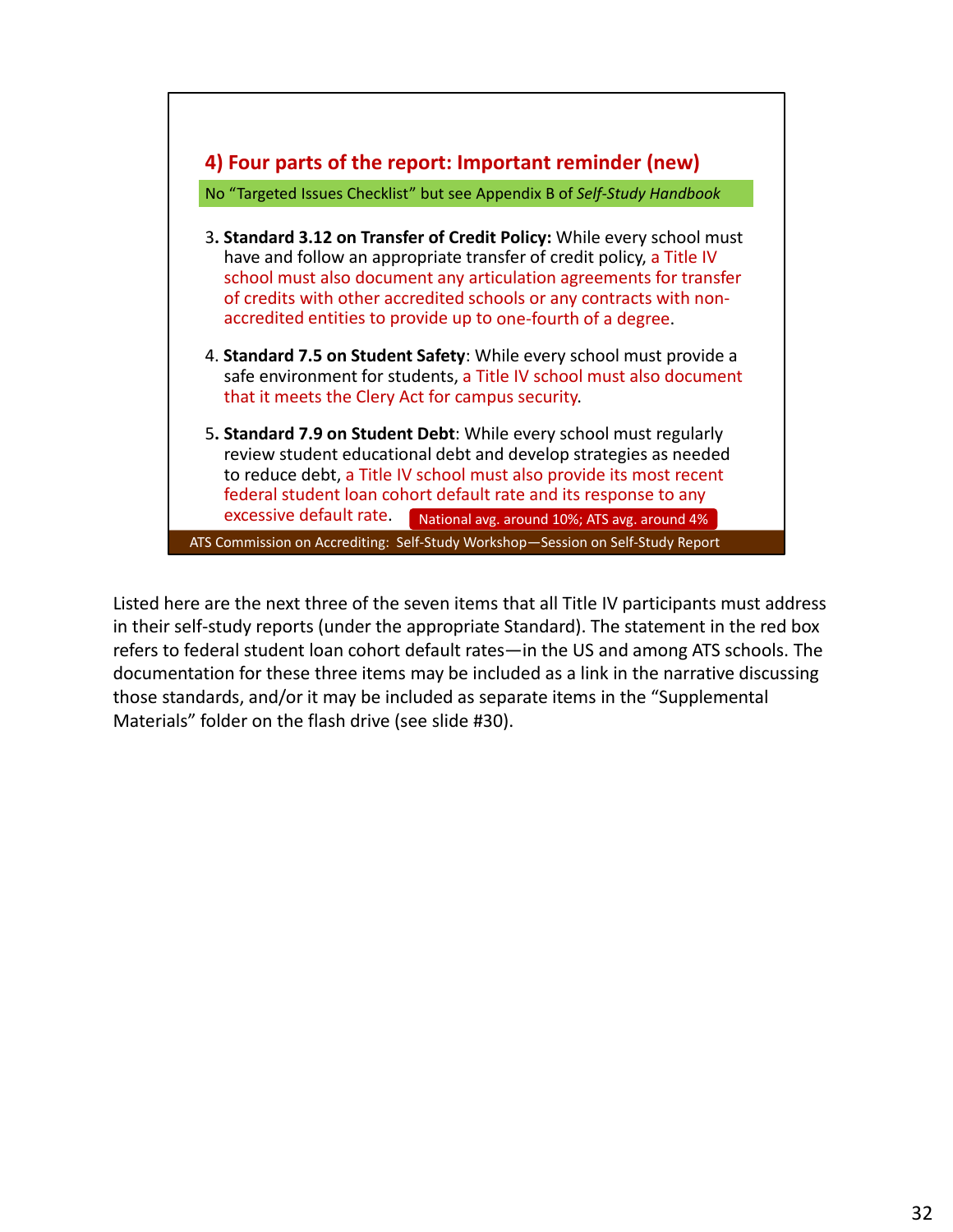## 4) Four parts of the report: Important reminder (new)

No "Targeted Issues Checklist" but see Appendix B of *Self-Study Handbook*

3. **Standard 3.12 on Transfer of Credit Policy:** While every school must have and follow an appropriate transfer of credit policy, a Title IV school must also document any articulation agreements for transfer of credits with other accredited schools or any contracts with non-accredited entities to provide up to one-fourth of a degree.

4. **Standard 7.5 on Student Safety**: While every school must provide a safe environment for students, a Title IV school must also document that it meets the Clery Act for campus security.

5. **Standard 7.9 on Student Debt**: While every school must regularly review student educational debt and develop strategies as needed to reduce debt, a Title IV school must also provide its most recent federal student loan cohort default rate and its response to any excessive default rate. National avg. around 10%; ATS avg. around 4%

ATS Commission on Accrediting: Self-Study Workshop—Session on Self-Study Report

Listed here are the next three of the seven items that all Title IV participants must address in their self-study reports (under the appropriate Standard). The statement in the red box refers to federal student loan cohort default rates—in the US and among ATS schools. The documentation for these three items may be included as a link in the narrative discussing those standards, and/or it may be included as separate items in the "Supplemental Materials" folder on the flash drive (see slide #30).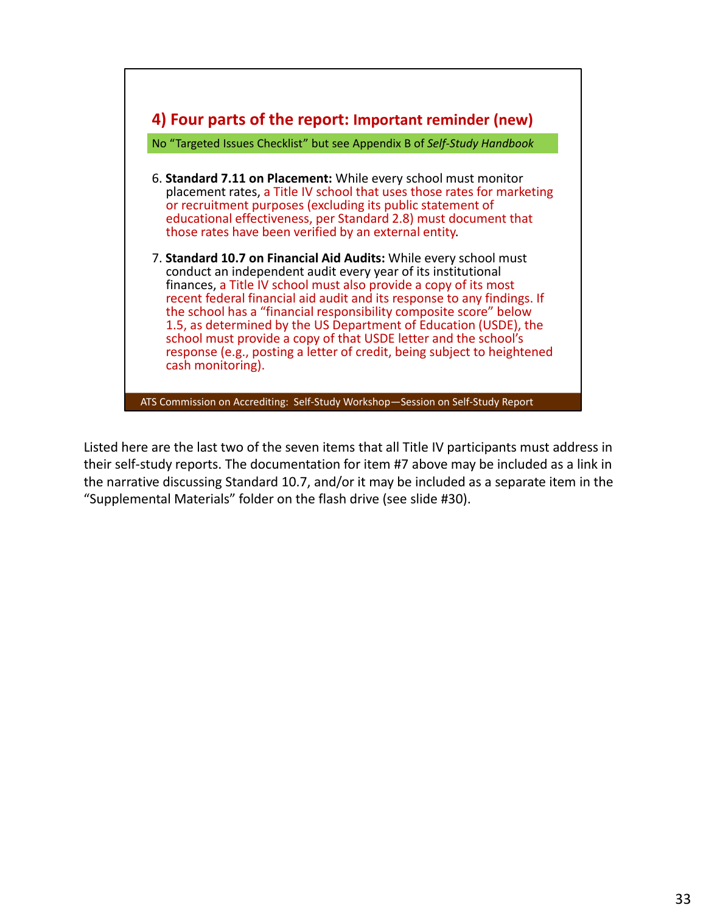## 4) Four parts of the report: Important reminder (new)

No "Targeted Issues Checklist" but see Appendix B of *Self-Study Handbook*

6. **Standard 7.11 on Placement:** While every school must monitor placement rates, a Title IV school that uses those rates for marketing or recruitment purposes (excluding its public statement of educational effectiveness, per Standard 2.8) must document that those rates have been verified by an external entity.

7. **Standard 10.7 on Financial Aid Audits:** While every school must conduct an independent audit every year of its institutional finances, a Title IV school must also provide a copy of its most recent federal financial aid audit and its response to any findings. If the school has a "financial responsibility composite score" below 1.5, as determined by the US Department of Education (USDE), the school must provide a copy of that USDE letter and the school's response (e.g., posting a letter of credit, being subject to heightened cash monitoring).

ATS Commission on Accrediting: Self-Study Workshop—Session on Self-Study Report

Listed here are the last two of the seven items that all Title IV participants must address in their self-study reports. The documentation for item #7 above may be included as a link in the narrative discussing Standard 10.7, and/or it may be included as a separate item in the "Supplemental Materials" folder on the flash drive (see slide #30).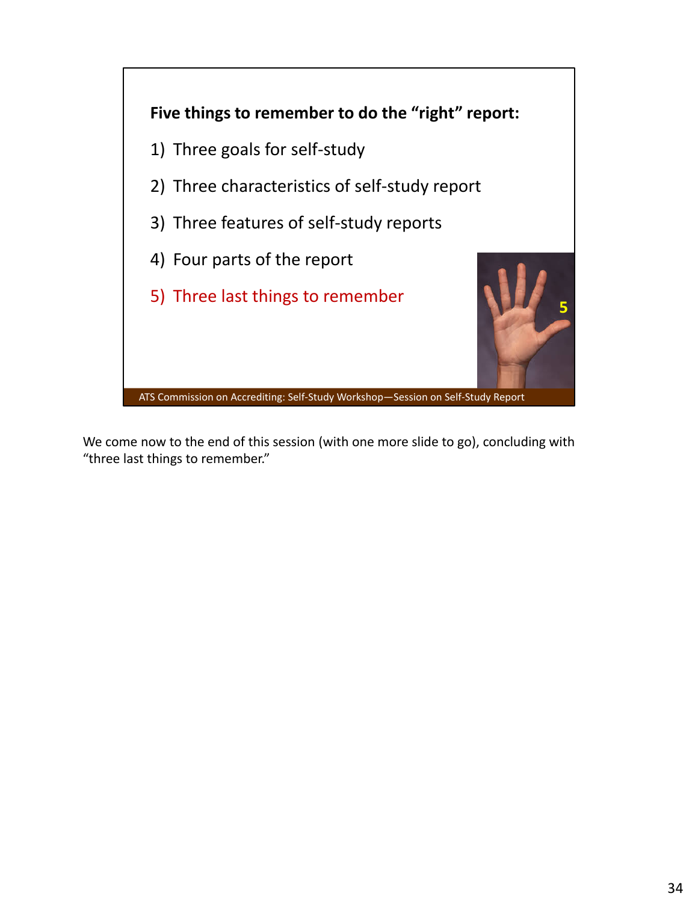**Five things to remember to do the "right" report:**

1) Three goals for self-study
2) Three characteristics of self-study report
3) Three features of self-study reports
4) Four parts of the report
5) Three last things to remember

ATS Commission on Accrediting: Self-Study Workshop—Session on Self-Study Report

We come now to the end of this session (with one more slide to go), concluding with "three last things to remember."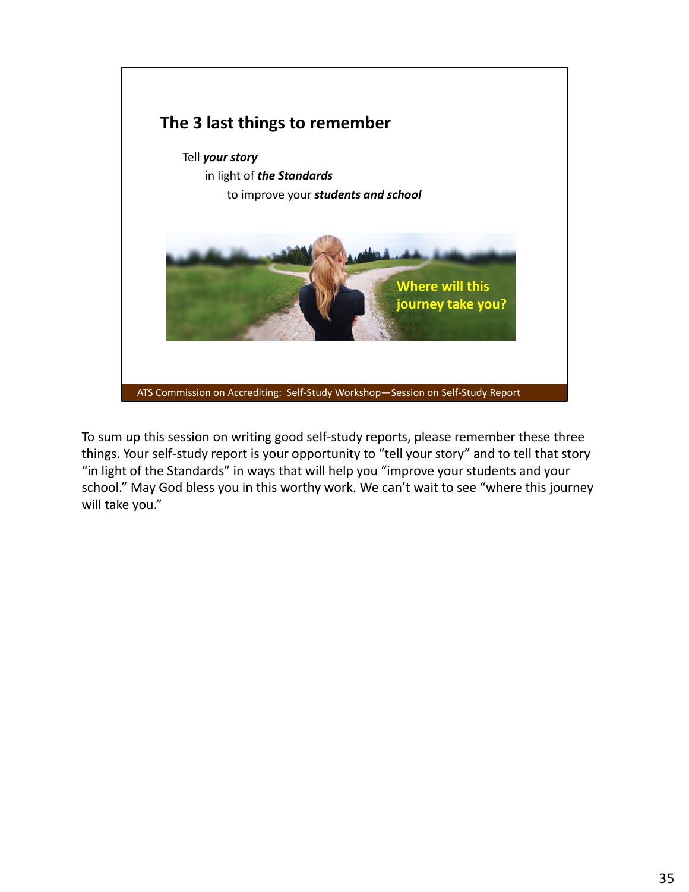## The 3 last things to remember

Tell ***your story***

in light of ***the Standards***

to improve your ***students and school***

Where will this journey take you?

ATS Commission on Accrediting: Self-Study Workshop—Session on Self-Study Report

To sum up this session on writing good self-study reports, please remember these three things. Your self-study report is your opportunity to "tell your story" and to tell that story "in light of the Standards" in ways that will help you "improve your students and your school." May God bless you in this worthy work. We can't wait to see "where this journey will take you."